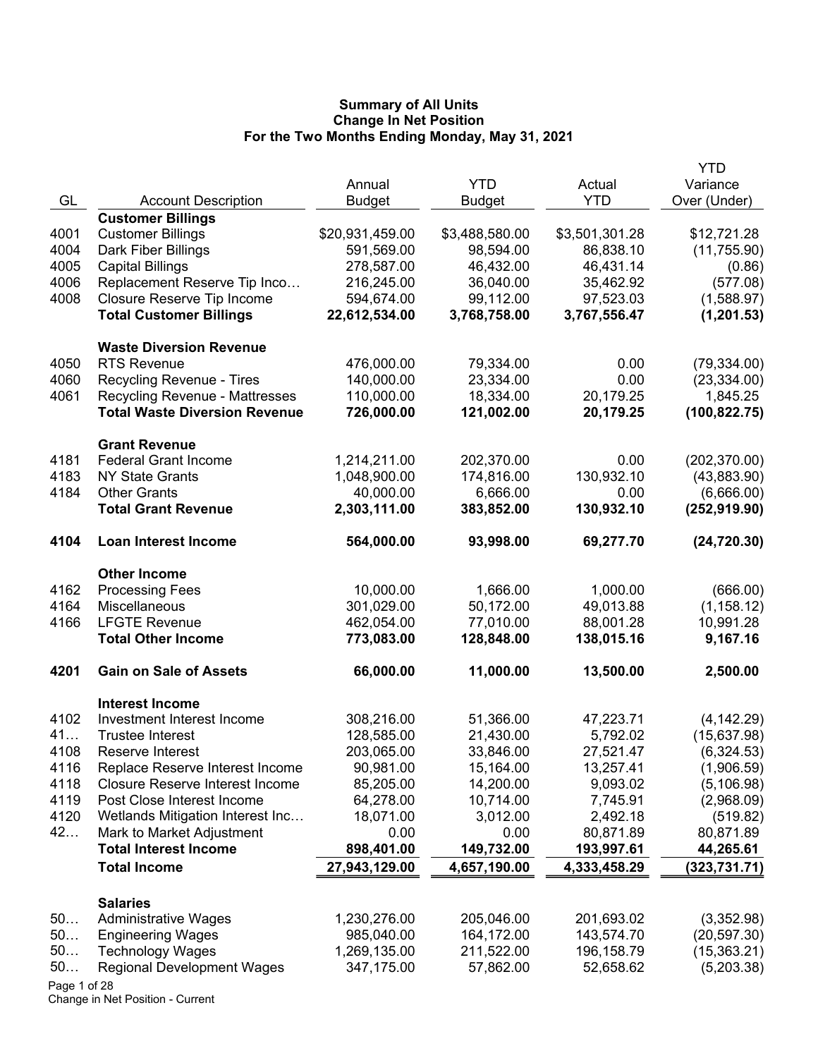**Summary of All Units**
**Change In Net Position**
**For the Two Months Ending Monday, May 31, 2021**

| GL | Account Description | Annual Budget | YTD Budget | Actual YTD | YTD Variance Over (Under) |
|---|---|---|---|---|---|
| | **Customer Billings** | | | | |
| 4001 | Customer Billings | $20,931,459.00 | $3,488,580.00 | $3,501,301.28 | $12,721.28 |
| 4004 | Dark Fiber Billings | 591,569.00 | 98,594.00 | 86,838.10 | (11,755.90) |
| 4005 | Capital Billings | 278,587.00 | 46,432.00 | 46,431.14 | (0.86) |
| 4006 | Replacement Reserve Tip Inco… | 216,245.00 | 36,040.00 | 35,462.92 | (577.08) |
| 4008 | Closure Reserve Tip Income | 594,674.00 | 99,112.00 | 97,523.03 | (1,588.97) |
| | **Total Customer Billings** | **22,612,534.00** | **3,768,758.00** | **3,767,556.47** | **(1,201.53)** |
| | **Waste Diversion Revenue** | | | | |
| 4050 | RTS Revenue | 476,000.00 | 79,334.00 | 0.00 | (79,334.00) |
| 4060 | Recycling Revenue - Tires | 140,000.00 | 23,334.00 | 0.00 | (23,334.00) |
| 4061 | Recycling Revenue - Mattresses | 110,000.00 | 18,334.00 | 20,179.25 | 1,845.25 |
| | **Total Waste Diversion Revenue** | **726,000.00** | **121,002.00** | **20,179.25** | **(100,822.75)** |
| | **Grant Revenue** | | | | |
| 4181 | Federal Grant Income | 1,214,211.00 | 202,370.00 | 0.00 | (202,370.00) |
| 4183 | NY State Grants | 1,048,900.00 | 174,816.00 | 130,932.10 | (43,883.90) |
| 4184 | Other Grants | 40,000.00 | 6,666.00 | 0.00 | (6,666.00) |
| | **Total Grant Revenue** | **2,303,111.00** | **383,852.00** | **130,932.10** | **(252,919.90)** |
| **4104** | **Loan Interest Income** | **564,000.00** | **93,998.00** | **69,277.70** | **(24,720.30)** |
| | **Other Income** | | | | |
| 4162 | Processing Fees | 10,000.00 | 1,666.00 | 1,000.00 | (666.00) |
| 4164 | Miscellaneous | 301,029.00 | 50,172.00 | 49,013.88 | (1,158.12) |
| 4166 | LFGTE Revenue | 462,054.00 | 77,010.00 | 88,001.28 | 10,991.28 |
| | **Total Other Income** | **773,083.00** | **128,848.00** | **138,015.16** | **9,167.16** |
| **4201** | **Gain on Sale of Assets** | **66,000.00** | **11,000.00** | **13,500.00** | **2,500.00** |
| | **Interest Income** | | | | |
| 4102 | Investment Interest Income | 308,216.00 | 51,366.00 | 47,223.71 | (4,142.29) |
| 41… | Trustee Interest | 128,585.00 | 21,430.00 | 5,792.02 | (15,637.98) |
| 4108 | Reserve Interest | 203,065.00 | 33,846.00 | 27,521.47 | (6,324.53) |
| 4116 | Replace Reserve Interest Income | 90,981.00 | 15,164.00 | 13,257.41 | (1,906.59) |
| 4118 | Closure Reserve Interest Income | 85,205.00 | 14,200.00 | 9,093.02 | (5,106.98) |
| 4119 | Post Close Interest Income | 64,278.00 | 10,714.00 | 7,745.91 | (2,968.09) |
| 4120 | Wetlands Mitigation Interest Inc… | 18,071.00 | 3,012.00 | 2,492.18 | (519.82) |
| 42… | Mark to Market Adjustment | 0.00 | 0.00 | 80,871.89 | 80,871.89 |
| | **Total Interest Income** | **898,401.00** | **149,732.00** | **193,997.61** | **44,265.61** |
| | **Total Income** | **27,943,129.00** | **4,657,190.00** | **4,333,458.29** | **(323,731.71)** |
| | **Salaries** | | | | |
| 50… | Administrative Wages | 1,230,276.00 | 205,046.00 | 201,693.02 | (3,352.98) |
| 50… | Engineering Wages | 985,040.00 | 164,172.00 | 143,574.70 | (20,597.30) |
| 50… | Technology Wages | 1,269,135.00 | 211,522.00 | 196,158.79 | (15,363.21) |
| 50… | Regional Development Wages | 347,175.00 | 57,862.00 | 52,658.62 | (5,203.38) |

Change in Net Position - Current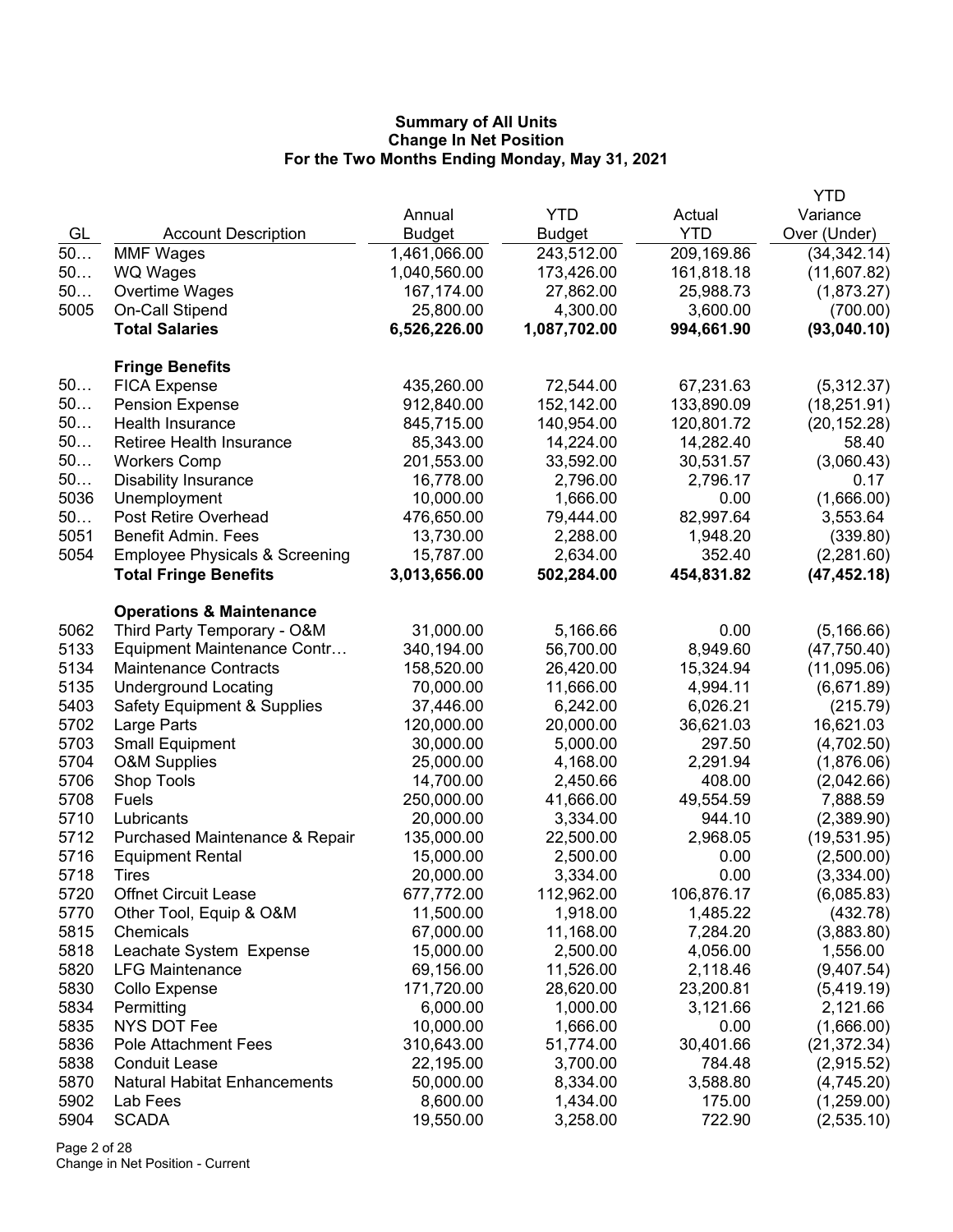**Summary of All Units**
**Change In Net Position**
**For the Two Months Ending Monday, May 31, 2021**

| GL | Account Description | Annual Budget | YTD Budget | Actual YTD | YTD Variance Over (Under) |
|---|---|---|---|---|---|
| 50… | MMF Wages | 1,461,066.00 | 243,512.00 | 209,169.86 | (34,342.14) |
| 50… | WQ Wages | 1,040,560.00 | 173,426.00 | 161,818.18 | (11,607.82) |
| 50… | Overtime Wages | 167,174.00 | 27,862.00 | 25,988.73 | (1,873.27) |
| 5005 | On-Call Stipend | 25,800.00 | 4,300.00 | 3,600.00 | (700.00) |
| | **Total Salaries** | **6,526,226.00** | **1,087,702.00** | **994,661.90** | **(93,040.10)** |
| | **Fringe Benefits** | | | | |
| 50… | FICA Expense | 435,260.00 | 72,544.00 | 67,231.63 | (5,312.37) |
| 50… | Pension Expense | 912,840.00 | 152,142.00 | 133,890.09 | (18,251.91) |
| 50… | Health Insurance | 845,715.00 | 140,954.00 | 120,801.72 | (20,152.28) |
| 50… | Retiree Health Insurance | 85,343.00 | 14,224.00 | 14,282.40 | 58.40 |
| 50… | Workers Comp | 201,553.00 | 33,592.00 | 30,531.57 | (3,060.43) |
| 50… | Disability Insurance | 16,778.00 | 2,796.00 | 2,796.17 | 0.17 |
| 5036 | Unemployment | 10,000.00 | 1,666.00 | 0.00 | (1,666.00) |
| 50… | Post Retire Overhead | 476,650.00 | 79,444.00 | 82,997.64 | 3,553.64 |
| 5051 | Benefit Admin. Fees | 13,730.00 | 2,288.00 | 1,948.20 | (339.80) |
| 5054 | Employee Physicals & Screening | 15,787.00 | 2,634.00 | 352.40 | (2,281.60) |
| | **Total Fringe Benefits** | **3,013,656.00** | **502,284.00** | **454,831.82** | **(47,452.18)** |
| | **Operations & Maintenance** | | | | |
| 5062 | Third Party Temporary - O&M | 31,000.00 | 5,166.66 | 0.00 | (5,166.66) |
| 5133 | Equipment Maintenance Contr… | 340,194.00 | 56,700.00 | 8,949.60 | (47,750.40) |
| 5134 | Maintenance Contracts | 158,520.00 | 26,420.00 | 15,324.94 | (11,095.06) |
| 5135 | Underground Locating | 70,000.00 | 11,666.00 | 4,994.11 | (6,671.89) |
| 5403 | Safety Equipment & Supplies | 37,446.00 | 6,242.00 | 6,026.21 | (215.79) |
| 5702 | Large Parts | 120,000.00 | 20,000.00 | 36,621.03 | 16,621.03 |
| 5703 | Small Equipment | 30,000.00 | 5,000.00 | 297.50 | (4,702.50) |
| 5704 | O&M Supplies | 25,000.00 | 4,168.00 | 2,291.94 | (1,876.06) |
| 5706 | Shop Tools | 14,700.00 | 2,450.66 | 408.00 | (2,042.66) |
| 5708 | Fuels | 250,000.00 | 41,666.00 | 49,554.59 | 7,888.59 |
| 5710 | Lubricants | 20,000.00 | 3,334.00 | 944.10 | (2,389.90) |
| 5712 | Purchased Maintenance & Repair | 135,000.00 | 22,500.00 | 2,968.05 | (19,531.95) |
| 5716 | Equipment Rental | 15,000.00 | 2,500.00 | 0.00 | (2,500.00) |
| 5718 | Tires | 20,000.00 | 3,334.00 | 0.00 | (3,334.00) |
| 5720 | Offnet Circuit Lease | 677,772.00 | 112,962.00 | 106,876.17 | (6,085.83) |
| 5770 | Other Tool, Equip & O&M | 11,500.00 | 1,918.00 | 1,485.22 | (432.78) |
| 5815 | Chemicals | 67,000.00 | 11,168.00 | 7,284.20 | (3,883.80) |
| 5818 | Leachate System Expense | 15,000.00 | 2,500.00 | 4,056.00 | 1,556.00 |
| 5820 | LFG Maintenance | 69,156.00 | 11,526.00 | 2,118.46 | (9,407.54) |
| 5830 | Collo Expense | 171,720.00 | 28,620.00 | 23,200.81 | (5,419.19) |
| 5834 | Permitting | 6,000.00 | 1,000.00 | 3,121.66 | 2,121.66 |
| 5835 | NYS DOT Fee | 10,000.00 | 1,666.00 | 0.00 | (1,666.00) |
| 5836 | Pole Attachment Fees | 310,643.00 | 51,774.00 | 30,401.66 | (21,372.34) |
| 5838 | Conduit Lease | 22,195.00 | 3,700.00 | 784.48 | (2,915.52) |
| 5870 | Natural Habitat Enhancements | 50,000.00 | 8,334.00 | 3,588.80 | (4,745.20) |
| 5902 | Lab Fees | 8,600.00 | 1,434.00 | 175.00 | (1,259.00) |
| 5904 | SCADA | 19,550.00 | 3,258.00 | 722.90 | (2,535.10) |

Change in Net Position - Current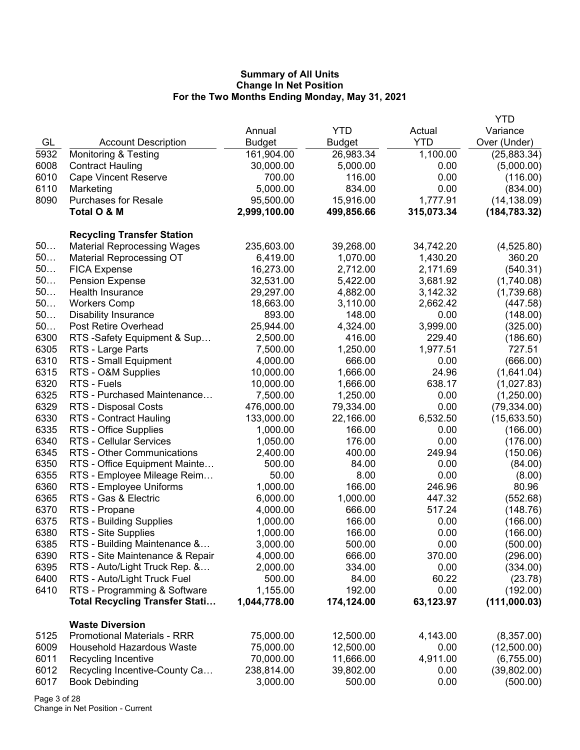**Summary of All Units**
**Change In Net Position**
**For the Two Months Ending Monday, May 31, 2021**

| GL | Account Description | Annual Budget | YTD Budget | Actual YTD | YTD Variance Over (Under) |
|---|---|---|---|---|---|
| 5932 | Monitoring & Testing | 161,904.00 | 26,983.34 | 1,100.00 | (25,883.34) |
| 6008 | Contract Hauling | 30,000.00 | 5,000.00 | 0.00 | (5,000.00) |
| 6010 | Cape Vincent Reserve | 700.00 | 116.00 | 0.00 | (116.00) |
| 6110 | Marketing | 5,000.00 | 834.00 | 0.00 | (834.00) |
| 8090 | Purchases for Resale | 95,500.00 | 15,916.00 | 1,777.91 | (14,138.09) |
| | **Total O & M** | **2,999,100.00** | **499,856.66** | **315,073.34** | **(184,783.32)** |
| | **Recycling Transfer Station** | | | | |
| 50… | Material Reprocessing Wages | 235,603.00 | 39,268.00 | 34,742.20 | (4,525.80) |
| 50… | Material Reprocessing OT | 6,419.00 | 1,070.00 | 1,430.20 | 360.20 |
| 50… | FICA Expense | 16,273.00 | 2,712.00 | 2,171.69 | (540.31) |
| 50… | Pension Expense | 32,531.00 | 5,422.00 | 3,681.92 | (1,740.08) |
| 50… | Health Insurance | 29,297.00 | 4,882.00 | 3,142.32 | (1,739.68) |
| 50… | Workers Comp | 18,663.00 | 3,110.00 | 2,662.42 | (447.58) |
| 50… | Disability Insurance | 893.00 | 148.00 | 0.00 | (148.00) |
| 50… | Post Retire Overhead | 25,944.00 | 4,324.00 | 3,999.00 | (325.00) |
| 6300 | RTS -Safety Equipment & Sup… | 2,500.00 | 416.00 | 229.40 | (186.60) |
| 6305 | RTS - Large Parts | 7,500.00 | 1,250.00 | 1,977.51 | 727.51 |
| 6310 | RTS - Small Equipment | 4,000.00 | 666.00 | 0.00 | (666.00) |
| 6315 | RTS - O&M Supplies | 10,000.00 | 1,666.00 | 24.96 | (1,641.04) |
| 6320 | RTS - Fuels | 10,000.00 | 1,666.00 | 638.17 | (1,027.83) |
| 6325 | RTS - Purchased Maintenance… | 7,500.00 | 1,250.00 | 0.00 | (1,250.00) |
| 6329 | RTS - Disposal Costs | 476,000.00 | 79,334.00 | 0.00 | (79,334.00) |
| 6330 | RTS - Contract Hauling | 133,000.00 | 22,166.00 | 6,532.50 | (15,633.50) |
| 6335 | RTS - Office Supplies | 1,000.00 | 166.00 | 0.00 | (166.00) |
| 6340 | RTS - Cellular Services | 1,050.00 | 176.00 | 0.00 | (176.00) |
| 6345 | RTS - Other Communications | 2,400.00 | 400.00 | 249.94 | (150.06) |
| 6350 | RTS - Office Equipment Mainte… | 500.00 | 84.00 | 0.00 | (84.00) |
| 6355 | RTS - Employee Mileage Reim… | 50.00 | 8.00 | 0.00 | (8.00) |
| 6360 | RTS - Employee Uniforms | 1,000.00 | 166.00 | 246.96 | 80.96 |
| 6365 | RTS - Gas & Electric | 6,000.00 | 1,000.00 | 447.32 | (552.68) |
| 6370 | RTS - Propane | 4,000.00 | 666.00 | 517.24 | (148.76) |
| 6375 | RTS - Building Supplies | 1,000.00 | 166.00 | 0.00 | (166.00) |
| 6380 | RTS - Site Supplies | 1,000.00 | 166.00 | 0.00 | (166.00) |
| 6385 | RTS - Building Maintenance &… | 3,000.00 | 500.00 | 0.00 | (500.00) |
| 6390 | RTS - Site Maintenance & Repair | 4,000.00 | 666.00 | 370.00 | (296.00) |
| 6395 | RTS - Auto/Light Truck Rep. &… | 2,000.00 | 334.00 | 0.00 | (334.00) |
| 6400 | RTS - Auto/Light Truck Fuel | 500.00 | 84.00 | 60.22 | (23.78) |
| 6410 | RTS - Programming & Software | 1,155.00 | 192.00 | 0.00 | (192.00) |
| | **Total Recycling Transfer Stati…** | **1,044,778.00** | **174,124.00** | **63,123.97** | **(111,000.03)** |
| | **Waste Diversion** | | | | |
| 5125 | Promotional Materials - RRR | 75,000.00 | 12,500.00 | 4,143.00 | (8,357.00) |
| 6009 | Household Hazardous Waste | 75,000.00 | 12,500.00 | 0.00 | (12,500.00) |
| 6011 | Recycling Incentive | 70,000.00 | 11,666.00 | 4,911.00 | (6,755.00) |
| 6012 | Recycling Incentive-County Ca… | 238,814.00 | 39,802.00 | 0.00 | (39,802.00) |
| 6017 | Book Debinding | 3,000.00 | 500.00 | 0.00 | (500.00) |

Change in Net Position - Current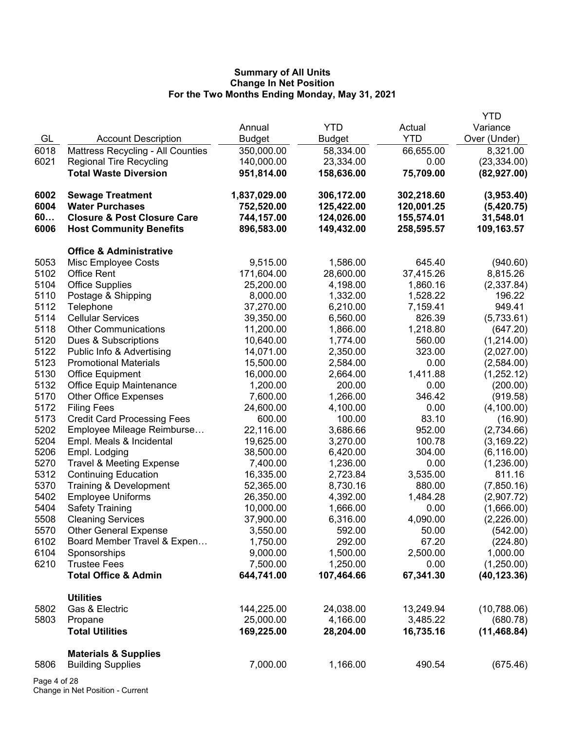**Summary of All Units**
**Change In Net Position**
**For the Two Months Ending Monday, May 31, 2021**

| GL | Account Description | Annual Budget | YTD Budget | Actual YTD | YTD Variance Over (Under) |
|---|---|---|---|---|---|
| 6018 | Mattress Recycling - All Counties | 350,000.00 | 58,334.00 | 66,655.00 | 8,321.00 |
| 6021 | Regional Tire Recycling | 140,000.00 | 23,334.00 | 0.00 | (23,334.00) |
| | **Total Waste Diversion** | **951,814.00** | **158,636.00** | **75,709.00** | **(82,927.00)** |
| | | | | | |
| **6002** | **Sewage Treatment** | **1,837,029.00** | **306,172.00** | **302,218.60** | **(3,953.40)** |
| **6004** | **Water Purchases** | **752,520.00** | **125,422.00** | **120,001.25** | **(5,420.75)** |
| **60…** | **Closure & Post Closure Care** | **744,157.00** | **124,026.00** | **155,574.01** | **31,548.01** |
| **6006** | **Host Community Benefits** | **896,583.00** | **149,432.00** | **258,595.57** | **109,163.57** |
| | | | | | |
| | **Office & Administrative** | | | | |
| 5053 | Misc Employee Costs | 9,515.00 | 1,586.00 | 645.40 | (940.60) |
| 5102 | Office Rent | 171,604.00 | 28,600.00 | 37,415.26 | 8,815.26 |
| 5104 | Office Supplies | 25,200.00 | 4,198.00 | 1,860.16 | (2,337.84) |
| 5110 | Postage & Shipping | 8,000.00 | 1,332.00 | 1,528.22 | 196.22 |
| 5112 | Telephone | 37,270.00 | 6,210.00 | 7,159.41 | 949.41 |
| 5114 | Cellular Services | 39,350.00 | 6,560.00 | 826.39 | (5,733.61) |
| 5118 | Other Communications | 11,200.00 | 1,866.00 | 1,218.80 | (647.20) |
| 5120 | Dues & Subscriptions | 10,640.00 | 1,774.00 | 560.00 | (1,214.00) |
| 5122 | Public Info & Advertising | 14,071.00 | 2,350.00 | 323.00 | (2,027.00) |
| 5123 | Promotional Materials | 15,500.00 | 2,584.00 | 0.00 | (2,584.00) |
| 5130 | Office Equipment | 16,000.00 | 2,664.00 | 1,411.88 | (1,252.12) |
| 5132 | Office Equip Maintenance | 1,200.00 | 200.00 | 0.00 | (200.00) |
| 5170 | Other Office Expenses | 7,600.00 | 1,266.00 | 346.42 | (919.58) |
| 5172 | Filing Fees | 24,600.00 | 4,100.00 | 0.00 | (4,100.00) |
| 5173 | Credit Card Processing Fees | 600.00 | 100.00 | 83.10 | (16.90) |
| 5202 | Employee Mileage Reimburse… | 22,116.00 | 3,686.66 | 952.00 | (2,734.66) |
| 5204 | Empl. Meals & Incidental | 19,625.00 | 3,270.00 | 100.78 | (3,169.22) |
| 5206 | Empl. Lodging | 38,500.00 | 6,420.00 | 304.00 | (6,116.00) |
| 5270 | Travel & Meeting Expense | 7,400.00 | 1,236.00 | 0.00 | (1,236.00) |
| 5312 | Continuing Education | 16,335.00 | 2,723.84 | 3,535.00 | 811.16 |
| 5370 | Training & Development | 52,365.00 | 8,730.16 | 880.00 | (7,850.16) |
| 5402 | Employee Uniforms | 26,350.00 | 4,392.00 | 1,484.28 | (2,907.72) |
| 5404 | Safety Training | 10,000.00 | 1,666.00 | 0.00 | (1,666.00) |
| 5508 | Cleaning Services | 37,900.00 | 6,316.00 | 4,090.00 | (2,226.00) |
| 5570 | Other General Expense | 3,550.00 | 592.00 | 50.00 | (542.00) |
| 6102 | Board Member Travel & Expen… | 1,750.00 | 292.00 | 67.20 | (224.80) |
| 6104 | Sponsorships | 9,000.00 | 1,500.00 | 2,500.00 | 1,000.00 |
| 6210 | Trustee Fees | 7,500.00 | 1,250.00 | 0.00 | (1,250.00) |
| | **Total Office & Admin** | **644,741.00** | **107,464.66** | **67,341.30** | **(40,123.36)** |
| | | | | | |
| | **Utilities** | | | | |
| 5802 | Gas & Electric | 144,225.00 | 24,038.00 | 13,249.94 | (10,788.06) |
| 5803 | Propane | 25,000.00 | 4,166.00 | 3,485.22 | (680.78) |
| | **Total Utilities** | **169,225.00** | **28,204.00** | **16,735.16** | **(11,468.84)** |
| | | | | | |
| | **Materials & Supplies** | | | | |
| 5806 | Building Supplies | 7,000.00 | 1,166.00 | 490.54 | (675.46) |

Change in Net Position - Current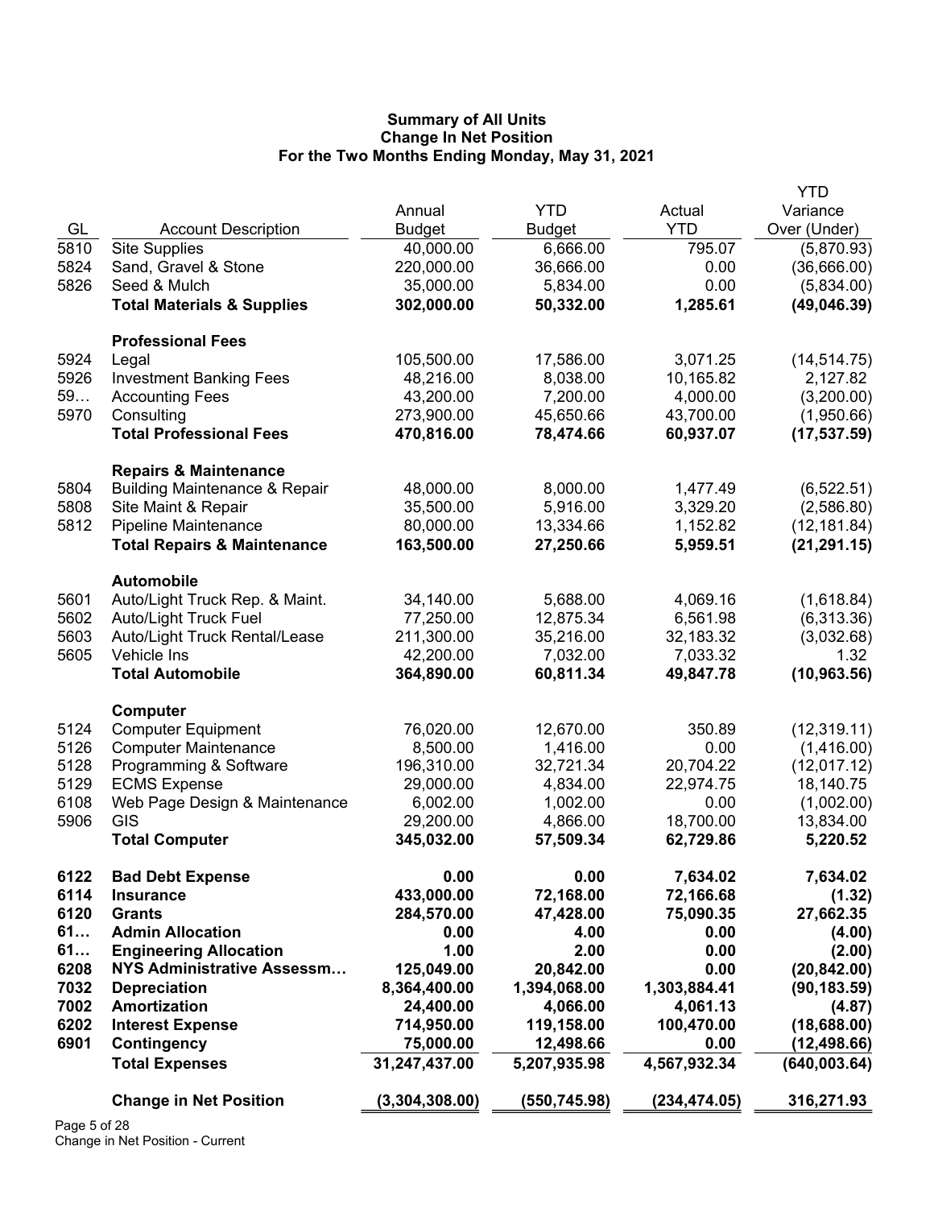**Summary of All Units**
**Change In Net Position**
**For the Two Months Ending Monday, May 31, 2021**

| GL | Account Description | Annual Budget | YTD Budget | Actual YTD | YTD Variance Over (Under) |
|---|---|---|---|---|---|
| 5810 | Site Supplies | 40,000.00 | 6,666.00 | 795.07 | (5,870.93) |
| 5824 | Sand, Gravel & Stone | 220,000.00 | 36,666.00 | 0.00 | (36,666.00) |
| 5826 | Seed & Mulch | 35,000.00 | 5,834.00 | 0.00 | (5,834.00) |
| | **Total Materials & Supplies** | **302,000.00** | **50,332.00** | **1,285.61** | **(49,046.39)** |
| | **Professional Fees** | | | | |
| 5924 | Legal | 105,500.00 | 17,586.00 | 3,071.25 | (14,514.75) |
| 5926 | Investment Banking Fees | 48,216.00 | 8,038.00 | 10,165.82 | 2,127.82 |
| 59… | Accounting Fees | 43,200.00 | 7,200.00 | 4,000.00 | (3,200.00) |
| 5970 | Consulting | 273,900.00 | 45,650.66 | 43,700.00 | (1,950.66) |
| | **Total Professional Fees** | **470,816.00** | **78,474.66** | **60,937.07** | **(17,537.59)** |
| | **Repairs & Maintenance** | | | | |
| 5804 | Building Maintenance & Repair | 48,000.00 | 8,000.00 | 1,477.49 | (6,522.51) |
| 5808 | Site Maint & Repair | 35,500.00 | 5,916.00 | 3,329.20 | (2,586.80) |
| 5812 | Pipeline Maintenance | 80,000.00 | 13,334.66 | 1,152.82 | (12,181.84) |
| | **Total Repairs & Maintenance** | **163,500.00** | **27,250.66** | **5,959.51** | **(21,291.15)** |
| | **Automobile** | | | | |
| 5601 | Auto/Light Truck Rep. & Maint. | 34,140.00 | 5,688.00 | 4,069.16 | (1,618.84) |
| 5602 | Auto/Light Truck Fuel | 77,250.00 | 12,875.34 | 6,561.98 | (6,313.36) |
| 5603 | Auto/Light Truck Rental/Lease | 211,300.00 | 35,216.00 | 32,183.32 | (3,032.68) |
| 5605 | Vehicle Ins | 42,200.00 | 7,032.00 | 7,033.32 | 1.32 |
| | **Total Automobile** | **364,890.00** | **60,811.34** | **49,847.78** | **(10,963.56)** |
| | **Computer** | | | | |
| 5124 | Computer Equipment | 76,020.00 | 12,670.00 | 350.89 | (12,319.11) |
| 5126 | Computer Maintenance | 8,500.00 | 1,416.00 | 0.00 | (1,416.00) |
| 5128 | Programming & Software | 196,310.00 | 32,721.34 | 20,704.22 | (12,017.12) |
| 5129 | ECMS Expense | 29,000.00 | 4,834.00 | 22,974.75 | 18,140.75 |
| 6108 | Web Page Design & Maintenance | 6,002.00 | 1,002.00 | 0.00 | (1,002.00) |
| 5906 | GIS | 29,200.00 | 4,866.00 | 18,700.00 | 13,834.00 |
| | **Total Computer** | **345,032.00** | **57,509.34** | **62,729.86** | **5,220.52** |
| **6122** | **Bad Debt Expense** | **0.00** | **0.00** | **7,634.02** | **7,634.02** |
| **6114** | **Insurance** | **433,000.00** | **72,168.00** | **72,166.68** | **(1.32)** |
| **6120** | **Grants** | **284,570.00** | **47,428.00** | **75,090.35** | **27,662.35** |
| **61…** | **Admin Allocation** | **0.00** | **4.00** | **0.00** | **(4.00)** |
| **61…** | **Engineering Allocation** | **1.00** | **2.00** | **0.00** | **(2.00)** |
| **6208** | **NYS Administrative Assessm…** | **125,049.00** | **20,842.00** | **0.00** | **(20,842.00)** |
| **7032** | **Depreciation** | **8,364,400.00** | **1,394,068.00** | **1,303,884.41** | **(90,183.59)** |
| **7002** | **Amortization** | **24,400.00** | **4,066.00** | **4,061.13** | **(4.87)** |
| **6202** | **Interest Expense** | **714,950.00** | **119,158.00** | **100,470.00** | **(18,688.00)** |
| **6901** | **Contingency** | **75,000.00** | **12,498.66** | **0.00** | **(12,498.66)** |
| | **Total Expenses** | **31,247,437.00** | **5,207,935.98** | **4,567,932.34** | **(640,003.64)** |
| | **Change in Net Position** | **(3,304,308.00)** | **(550,745.98)** | **(234,474.05)** | **316,271.93** |

Change in Net Position - Current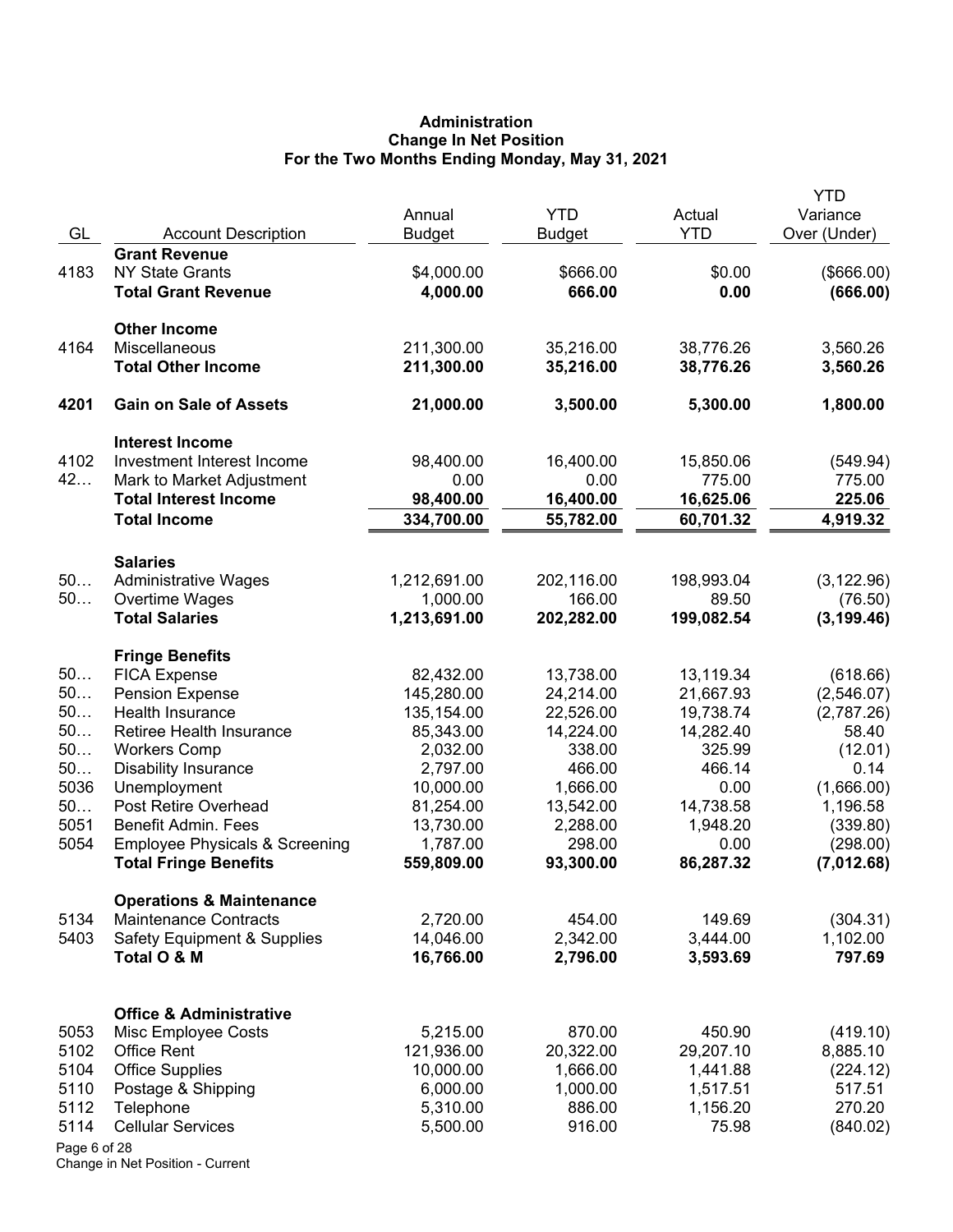# Administration
## Change In Net Position
### For the Two Months Ending Monday, May 31, 2021

| GL | Account Description | Annual Budget | YTD Budget | Actual YTD | YTD Variance Over (Under) |
|---|---|---|---|---|---|
| | **Grant Revenue** | | | | |
| 4183 | NY State Grants | $4,000.00 | $666.00 | $0.00 | ($666.00) |
| | **Total Grant Revenue** | **4,000.00** | **666.00** | **0.00** | **(666.00)** |
| | **Other Income** | | | | |
| 4164 | Miscellaneous | 211,300.00 | 35,216.00 | 38,776.26 | 3,560.26 |
| | **Total Other Income** | **211,300.00** | **35,216.00** | **38,776.26** | **3,560.26** |
| **4201** | **Gain on Sale of Assets** | **21,000.00** | **3,500.00** | **5,300.00** | **1,800.00** |
| | **Interest Income** | | | | |
| 4102 | Investment Interest Income | 98,400.00 | 16,400.00 | 15,850.06 | (549.94) |
| 42… | Mark to Market Adjustment | 0.00 | 0.00 | 775.00 | 775.00 |
| | **Total Interest Income** | **98,400.00** | **16,400.00** | **16,625.06** | **225.06** |
| | **Total Income** | **334,700.00** | **55,782.00** | **60,701.32** | **4,919.32** |
| | **Salaries** | | | | |
| 50… | Administrative Wages | 1,212,691.00 | 202,116.00 | 198,993.04 | (3,122.96) |
| 50… | Overtime Wages | 1,000.00 | 166.00 | 89.50 | (76.50) |
| | **Total Salaries** | **1,213,691.00** | **202,282.00** | **199,082.54** | **(3,199.46)** |
| | **Fringe Benefits** | | | | |
| 50… | FICA Expense | 82,432.00 | 13,738.00 | 13,119.34 | (618.66) |
| 50… | Pension Expense | 145,280.00 | 24,214.00 | 21,667.93 | (2,546.07) |
| 50… | Health Insurance | 135,154.00 | 22,526.00 | 19,738.74 | (2,787.26) |
| 50… | Retiree Health Insurance | 85,343.00 | 14,224.00 | 14,282.40 | 58.40 |
| 50… | Workers Comp | 2,032.00 | 338.00 | 325.99 | (12.01) |
| 50… | Disability Insurance | 2,797.00 | 466.00 | 466.14 | 0.14 |
| 5036 | Unemployment | 10,000.00 | 1,666.00 | 0.00 | (1,666.00) |
| 50… | Post Retire Overhead | 81,254.00 | 13,542.00 | 14,738.58 | 1,196.58 |
| 5051 | Benefit Admin. Fees | 13,730.00 | 2,288.00 | 1,948.20 | (339.80) |
| 5054 | Employee Physicals & Screening | 1,787.00 | 298.00 | 0.00 | (298.00) |
| | **Total Fringe Benefits** | **559,809.00** | **93,300.00** | **86,287.32** | **(7,012.68)** |
| | **Operations & Maintenance** | | | | |
| 5134 | Maintenance Contracts | 2,720.00 | 454.00 | 149.69 | (304.31) |
| 5403 | Safety Equipment & Supplies | 14,046.00 | 2,342.00 | 3,444.00 | 1,102.00 |
| | **Total O & M** | **16,766.00** | **2,796.00** | **3,593.69** | **797.69** |
| | **Office & Administrative** | | | | |
| 5053 | Misc Employee Costs | 5,215.00 | 870.00 | 450.90 | (419.10) |
| 5102 | Office Rent | 121,936.00 | 20,322.00 | 29,207.10 | 8,885.10 |
| 5104 | Office Supplies | 10,000.00 | 1,666.00 | 1,441.88 | (224.12) |
| 5110 | Postage & Shipping | 6,000.00 | 1,000.00 | 1,517.51 | 517.51 |
| 5112 | Telephone | 5,310.00 | 886.00 | 1,156.20 | 270.20 |
| 5114 | Cellular Services | 5,500.00 | 916.00 | 75.98 | (840.02) |

Change in Net Position - Current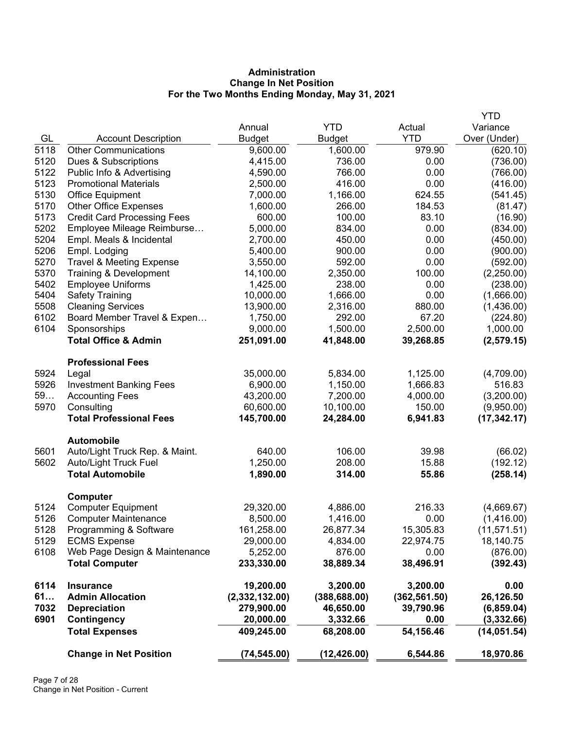**Administration**
**Change In Net Position**
**For the Two Months Ending Monday, May 31, 2021**

| GL | Account Description | Annual Budget | YTD Budget | Actual YTD | YTD Variance Over (Under) |
|---|---|---|---|---|---|
| 5118 | Other Communications | 9,600.00 | 1,600.00 | 979.90 | (620.10) |
| 5120 | Dues & Subscriptions | 4,415.00 | 736.00 | 0.00 | (736.00) |
| 5122 | Public Info & Advertising | 4,590.00 | 766.00 | 0.00 | (766.00) |
| 5123 | Promotional Materials | 2,500.00 | 416.00 | 0.00 | (416.00) |
| 5130 | Office Equipment | 7,000.00 | 1,166.00 | 624.55 | (541.45) |
| 5170 | Other Office Expenses | 1,600.00 | 266.00 | 184.53 | (81.47) |
| 5173 | Credit Card Processing Fees | 600.00 | 100.00 | 83.10 | (16.90) |
| 5202 | Employee Mileage Reimburse… | 5,000.00 | 834.00 | 0.00 | (834.00) |
| 5204 | Empl. Meals & Incidental | 2,700.00 | 450.00 | 0.00 | (450.00) |
| 5206 | Empl. Lodging | 5,400.00 | 900.00 | 0.00 | (900.00) |
| 5270 | Travel & Meeting Expense | 3,550.00 | 592.00 | 0.00 | (592.00) |
| 5370 | Training & Development | 14,100.00 | 2,350.00 | 100.00 | (2,250.00) |
| 5402 | Employee Uniforms | 1,425.00 | 238.00 | 0.00 | (238.00) |
| 5404 | Safety Training | 10,000.00 | 1,666.00 | 0.00 | (1,666.00) |
| 5508 | Cleaning Services | 13,900.00 | 2,316.00 | 880.00 | (1,436.00) |
| 6102 | Board Member Travel & Expen… | 1,750.00 | 292.00 | 67.20 | (224.80) |
| 6104 | Sponsorships | 9,000.00 | 1,500.00 | 2,500.00 | 1,000.00 |
| | **Total Office & Admin** | **251,091.00** | **41,848.00** | **39,268.85** | **(2,579.15)** |
| | **Professional Fees** | | | | |
| 5924 | Legal | 35,000.00 | 5,834.00 | 1,125.00 | (4,709.00) |
| 5926 | Investment Banking Fees | 6,900.00 | 1,150.00 | 1,666.83 | 516.83 |
| 59… | Accounting Fees | 43,200.00 | 7,200.00 | 4,000.00 | (3,200.00) |
| 5970 | Consulting | 60,600.00 | 10,100.00 | 150.00 | (9,950.00) |
| | **Total Professional Fees** | **145,700.00** | **24,284.00** | **6,941.83** | **(17,342.17)** |
| | **Automobile** | | | | |
| 5601 | Auto/Light Truck Rep. & Maint. | 640.00 | 106.00 | 39.98 | (66.02) |
| 5602 | Auto/Light Truck Fuel | 1,250.00 | 208.00 | 15.88 | (192.12) |
| | **Total Automobile** | **1,890.00** | **314.00** | **55.86** | **(258.14)** |
| | **Computer** | | | | |
| 5124 | Computer Equipment | 29,320.00 | 4,886.00 | 216.33 | (4,669.67) |
| 5126 | Computer Maintenance | 8,500.00 | 1,416.00 | 0.00 | (1,416.00) |
| 5128 | Programming & Software | 161,258.00 | 26,877.34 | 15,305.83 | (11,571.51) |
| 5129 | ECMS Expense | 29,000.00 | 4,834.00 | 22,974.75 | 18,140.75 |
| 6108 | Web Page Design & Maintenance | 5,252.00 | 876.00 | 0.00 | (876.00) |
| | **Total Computer** | **233,330.00** | **38,889.34** | **38,496.91** | **(392.43)** |
| **6114** | **Insurance** | **19,200.00** | **3,200.00** | **3,200.00** | **0.00** |
| **61…** | **Admin Allocation** | **(2,332,132.00)** | **(388,688.00)** | **(362,561.50)** | **26,126.50** |
| **7032** | **Depreciation** | **279,900.00** | **46,650.00** | **39,790.96** | **(6,859.04)** |
| **6901** | **Contingency** | **20,000.00** | **3,332.66** | **0.00** | **(3,332.66)** |
| | **Total Expenses** | **409,245.00** | **68,208.00** | **54,156.46** | **(14,051.54)** |
| | **Change in Net Position** | **(74,545.00)** | **(12,426.00)** | **6,544.86** | **18,970.86** |

Change in Net Position - Current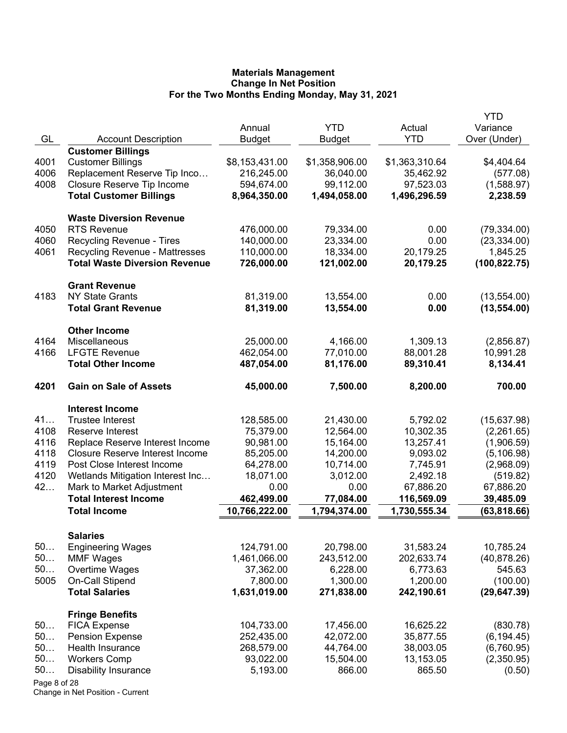**Materials Management**
**Change In Net Position**
**For the Two Months Ending Monday, May 31, 2021**

| GL | Account Description | Annual Budget | YTD Budget | Actual YTD | YTD Variance Over (Under) |
|---|---|---|---|---|---|
| | **Customer Billings** | | | | |
| 4001 | Customer Billings | $8,153,431.00 | $1,358,906.00 | $1,363,310.64 | $4,404.64 |
| 4006 | Replacement Reserve Tip Inco… | 216,245.00 | 36,040.00 | 35,462.92 | (577.08) |
| 4008 | Closure Reserve Tip Income | 594,674.00 | 99,112.00 | 97,523.03 | (1,588.97) |
| | **Total Customer Billings** | **8,964,350.00** | **1,494,058.00** | **1,496,296.59** | **2,238.59** |
| | **Waste Diversion Revenue** | | | | |
| 4050 | RTS Revenue | 476,000.00 | 79,334.00 | 0.00 | (79,334.00) |
| 4060 | Recycling Revenue - Tires | 140,000.00 | 23,334.00 | 0.00 | (23,334.00) |
| 4061 | Recycling Revenue - Mattresses | 110,000.00 | 18,334.00 | 20,179.25 | 1,845.25 |
| | **Total Waste Diversion Revenue** | **726,000.00** | **121,002.00** | **20,179.25** | **(100,822.75)** |
| | **Grant Revenue** | | | | |
| 4183 | NY State Grants | 81,319.00 | 13,554.00 | 0.00 | (13,554.00) |
| | **Total Grant Revenue** | **81,319.00** | **13,554.00** | **0.00** | **(13,554.00)** |
| | **Other Income** | | | | |
| 4164 | Miscellaneous | 25,000.00 | 4,166.00 | 1,309.13 | (2,856.87) |
| 4166 | LFGTE Revenue | 462,054.00 | 77,010.00 | 88,001.28 | 10,991.28 |
| | **Total Other Income** | **487,054.00** | **81,176.00** | **89,310.41** | **8,134.41** |
| **4201** | **Gain on Sale of Assets** | **45,000.00** | **7,500.00** | **8,200.00** | **700.00** |
| | **Interest Income** | | | | |
| 41… | Trustee Interest | 128,585.00 | 21,430.00 | 5,792.02 | (15,637.98) |
| 4108 | Reserve Interest | 75,379.00 | 12,564.00 | 10,302.35 | (2,261.65) |
| 4116 | Replace Reserve Interest Income | 90,981.00 | 15,164.00 | 13,257.41 | (1,906.59) |
| 4118 | Closure Reserve Interest Income | 85,205.00 | 14,200.00 | 9,093.02 | (5,106.98) |
| 4119 | Post Close Interest Income | 64,278.00 | 10,714.00 | 7,745.91 | (2,968.09) |
| 4120 | Wetlands Mitigation Interest Inc… | 18,071.00 | 3,012.00 | 2,492.18 | (519.82) |
| 42… | Mark to Market Adjustment | 0.00 | 0.00 | 67,886.20 | 67,886.20 |
| | **Total Interest Income** | **462,499.00** | **77,084.00** | **116,569.09** | **39,485.09** |
| | **Total Income** | **10,766,222.00** | **1,794,374.00** | **1,730,555.34** | **(63,818.66)** |
| | **Salaries** | | | | |
| 50… | Engineering Wages | 124,791.00 | 20,798.00 | 31,583.24 | 10,785.24 |
| 50… | MMF Wages | 1,461,066.00 | 243,512.00 | 202,633.74 | (40,878.26) |
| 50… | Overtime Wages | 37,362.00 | 6,228.00 | 6,773.63 | 545.63 |
| 5005 | On-Call Stipend | 7,800.00 | 1,300.00 | 1,200.00 | (100.00) |
| | **Total Salaries** | **1,631,019.00** | **271,838.00** | **242,190.61** | **(29,647.39)** |
| | **Fringe Benefits** | | | | |
| 50… | FICA Expense | 104,733.00 | 17,456.00 | 16,625.22 | (830.78) |
| 50… | Pension Expense | 252,435.00 | 42,072.00 | 35,877.55 | (6,194.45) |
| 50… | Health Insurance | 268,579.00 | 44,764.00 | 38,003.05 | (6,760.95) |
| 50… | Workers Comp | 93,022.00 | 15,504.00 | 13,153.05 | (2,350.95) |
| 50… | Disability Insurance | 5,193.00 | 866.00 | 865.50 | (0.50) |

Change in Net Position - Current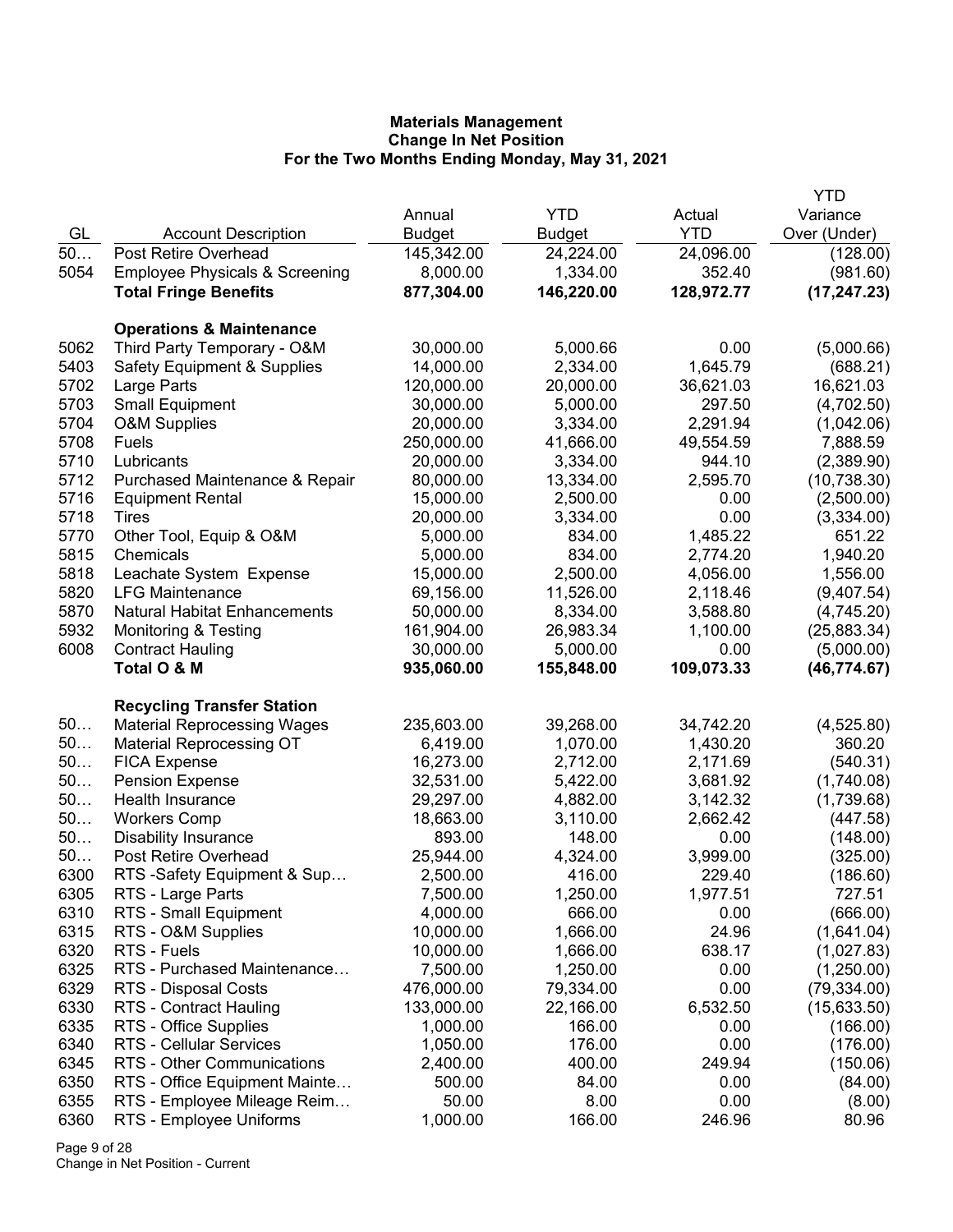# Materials Management
## Change In Net Position
### For the Two Months Ending Monday, May 31, 2021

| GL | Account Description | Annual Budget | YTD Budget | Actual YTD | YTD Variance Over (Under) |
|---|---|---|---|---|---|
| 50… | Post Retire Overhead | 145,342.00 | 24,224.00 | 24,096.00 | (128.00) |
| 5054 | Employee Physicals & Screening | 8,000.00 | 1,334.00 | 352.40 | (981.60) |
| | **Total Fringe Benefits** | **877,304.00** | **146,220.00** | **128,972.77** | **(17,247.23)** |
| | **Operations & Maintenance** | | | | |
| 5062 | Third Party Temporary - O&M | 30,000.00 | 5,000.66 | 0.00 | (5,000.66) |
| 5403 | Safety Equipment & Supplies | 14,000.00 | 2,334.00 | 1,645.79 | (688.21) |
| 5702 | Large Parts | 120,000.00 | 20,000.00 | 36,621.03 | 16,621.03 |
| 5703 | Small Equipment | 30,000.00 | 5,000.00 | 297.50 | (4,702.50) |
| 5704 | O&M Supplies | 20,000.00 | 3,334.00 | 2,291.94 | (1,042.06) |
| 5708 | Fuels | 250,000.00 | 41,666.00 | 49,554.59 | 7,888.59 |
| 5710 | Lubricants | 20,000.00 | 3,334.00 | 944.10 | (2,389.90) |
| 5712 | Purchased Maintenance & Repair | 80,000.00 | 13,334.00 | 2,595.70 | (10,738.30) |
| 5716 | Equipment Rental | 15,000.00 | 2,500.00 | 0.00 | (2,500.00) |
| 5718 | Tires | 20,000.00 | 3,334.00 | 0.00 | (3,334.00) |
| 5770 | Other Tool, Equip & O&M | 5,000.00 | 834.00 | 1,485.22 | 651.22 |
| 5815 | Chemicals | 5,000.00 | 834.00 | 2,774.20 | 1,940.20 |
| 5818 | Leachate System Expense | 15,000.00 | 2,500.00 | 4,056.00 | 1,556.00 |
| 5820 | LFG Maintenance | 69,156.00 | 11,526.00 | 2,118.46 | (9,407.54) |
| 5870 | Natural Habitat Enhancements | 50,000.00 | 8,334.00 | 3,588.80 | (4,745.20) |
| 5932 | Monitoring & Testing | 161,904.00 | 26,983.34 | 1,100.00 | (25,883.34) |
| 6008 | Contract Hauling | 30,000.00 | 5,000.00 | 0.00 | (5,000.00) |
| | **Total O & M** | **935,060.00** | **155,848.00** | **109,073.33** | **(46,774.67)** |
| | **Recycling Transfer Station** | | | | |
| 50… | Material Reprocessing Wages | 235,603.00 | 39,268.00 | 34,742.20 | (4,525.80) |
| 50… | Material Reprocessing OT | 6,419.00 | 1,070.00 | 1,430.20 | 360.20 |
| 50… | FICA Expense | 16,273.00 | 2,712.00 | 2,171.69 | (540.31) |
| 50… | Pension Expense | 32,531.00 | 5,422.00 | 3,681.92 | (1,740.08) |
| 50… | Health Insurance | 29,297.00 | 4,882.00 | 3,142.32 | (1,739.68) |
| 50… | Workers Comp | 18,663.00 | 3,110.00 | 2,662.42 | (447.58) |
| 50… | Disability Insurance | 893.00 | 148.00 | 0.00 | (148.00) |
| 50… | Post Retire Overhead | 25,944.00 | 4,324.00 | 3,999.00 | (325.00) |
| 6300 | RTS -Safety Equipment & Sup… | 2,500.00 | 416.00 | 229.40 | (186.60) |
| 6305 | RTS - Large Parts | 7,500.00 | 1,250.00 | 1,977.51 | 727.51 |
| 6310 | RTS - Small Equipment | 4,000.00 | 666.00 | 0.00 | (666.00) |
| 6315 | RTS - O&M Supplies | 10,000.00 | 1,666.00 | 24.96 | (1,641.04) |
| 6320 | RTS - Fuels | 10,000.00 | 1,666.00 | 638.17 | (1,027.83) |
| 6325 | RTS - Purchased Maintenance… | 7,500.00 | 1,250.00 | 0.00 | (1,250.00) |
| 6329 | RTS - Disposal Costs | 476,000.00 | 79,334.00 | 0.00 | (79,334.00) |
| 6330 | RTS - Contract Hauling | 133,000.00 | 22,166.00 | 6,532.50 | (15,633.50) |
| 6335 | RTS - Office Supplies | 1,000.00 | 166.00 | 0.00 | (166.00) |
| 6340 | RTS - Cellular Services | 1,050.00 | 176.00 | 0.00 | (176.00) |
| 6345 | RTS - Other Communications | 2,400.00 | 400.00 | 249.94 | (150.06) |
| 6350 | RTS - Office Equipment Mainte… | 500.00 | 84.00 | 0.00 | (84.00) |
| 6355 | RTS - Employee Mileage Reim… | 50.00 | 8.00 | 0.00 | (8.00) |
| 6360 | RTS - Employee Uniforms | 1,000.00 | 166.00 | 246.96 | 80.96 |

Change in Net Position - Current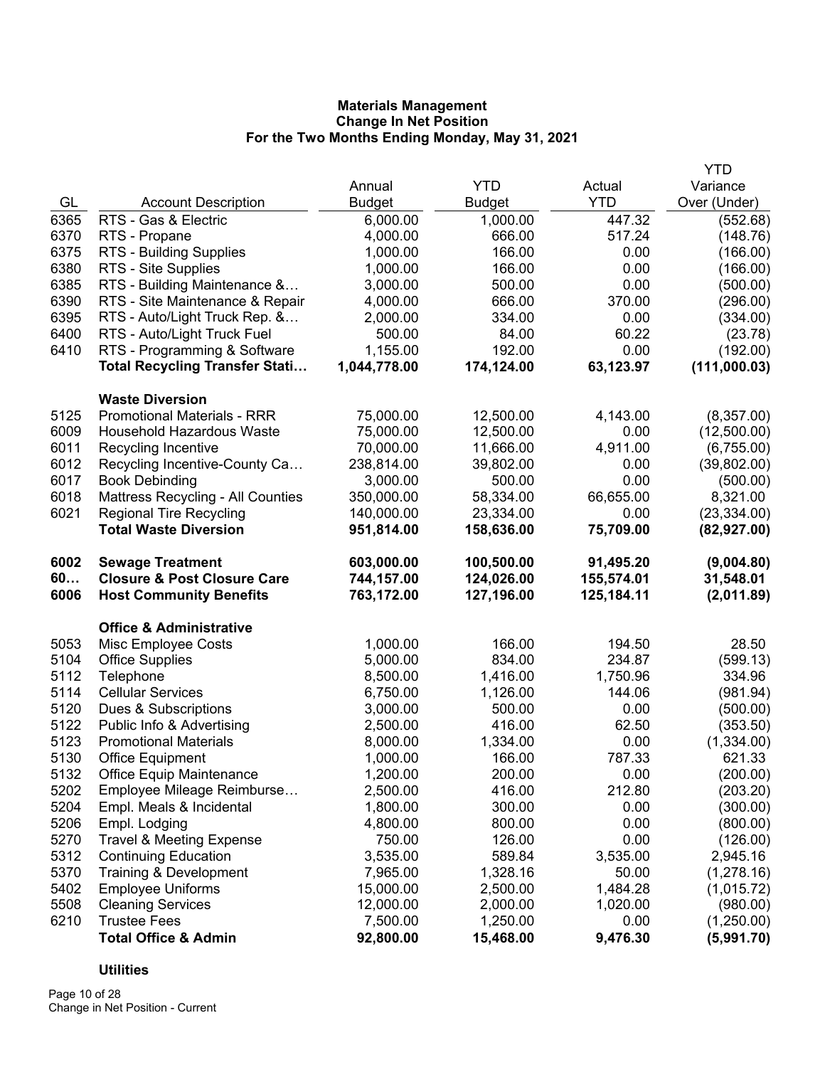### Materials Management
### Change In Net Position
### For the Two Months Ending Monday, May 31, 2021

| GL | Account Description | Annual Budget | YTD Budget | Actual YTD | YTD Variance Over (Under) |
|---|---|---|---|---|---|
| 6365 | RTS - Gas & Electric | 6,000.00 | 1,000.00 | 447.32 | (552.68) |
| 6370 | RTS - Propane | 4,000.00 | 666.00 | 517.24 | (148.76) |
| 6375 | RTS - Building Supplies | 1,000.00 | 166.00 | 0.00 | (166.00) |
| 6380 | RTS - Site Supplies | 1,000.00 | 166.00 | 0.00 | (166.00) |
| 6385 | RTS - Building Maintenance &… | 3,000.00 | 500.00 | 0.00 | (500.00) |
| 6390 | RTS - Site Maintenance & Repair | 4,000.00 | 666.00 | 370.00 | (296.00) |
| 6395 | RTS - Auto/Light Truck Rep. &… | 2,000.00 | 334.00 | 0.00 | (334.00) |
| 6400 | RTS - Auto/Light Truck Fuel | 500.00 | 84.00 | 60.22 | (23.78) |
| 6410 | RTS - Programming & Software | 1,155.00 | 192.00 | 0.00 | (192.00) |
| | **Total Recycling Transfer Stati…** | **1,044,778.00** | **174,124.00** | **63,123.97** | **(111,000.03)** |
| | **Waste Diversion** | | | | |
| 5125 | Promotional Materials - RRR | 75,000.00 | 12,500.00 | 4,143.00 | (8,357.00) |
| 6009 | Household Hazardous Waste | 75,000.00 | 12,500.00 | 0.00 | (12,500.00) |
| 6011 | Recycling Incentive | 70,000.00 | 11,666.00 | 4,911.00 | (6,755.00) |
| 6012 | Recycling Incentive-County Ca… | 238,814.00 | 39,802.00 | 0.00 | (39,802.00) |
| 6017 | Book Debinding | 3,000.00 | 500.00 | 0.00 | (500.00) |
| 6018 | Mattress Recycling - All Counties | 350,000.00 | 58,334.00 | 66,655.00 | 8,321.00 |
| 6021 | Regional Tire Recycling | 140,000.00 | 23,334.00 | 0.00 | (23,334.00) |
| | **Total Waste Diversion** | **951,814.00** | **158,636.00** | **75,709.00** | **(82,927.00)** |
| **6002** | **Sewage Treatment** | **603,000.00** | **100,500.00** | **91,495.20** | **(9,004.80)** |
| **60…** | **Closure & Post Closure Care** | **744,157.00** | **124,026.00** | **155,574.01** | **31,548.01** |
| **6006** | **Host Community Benefits** | **763,172.00** | **127,196.00** | **125,184.11** | **(2,011.89)** |
| | **Office & Administrative** | | | | |
| 5053 | Misc Employee Costs | 1,000.00 | 166.00 | 194.50 | 28.50 |
| 5104 | Office Supplies | 5,000.00 | 834.00 | 234.87 | (599.13) |
| 5112 | Telephone | 8,500.00 | 1,416.00 | 1,750.96 | 334.96 |
| 5114 | Cellular Services | 6,750.00 | 1,126.00 | 144.06 | (981.94) |
| 5120 | Dues & Subscriptions | 3,000.00 | 500.00 | 0.00 | (500.00) |
| 5122 | Public Info & Advertising | 2,500.00 | 416.00 | 62.50 | (353.50) |
| 5123 | Promotional Materials | 8,000.00 | 1,334.00 | 0.00 | (1,334.00) |
| 5130 | Office Equipment | 1,000.00 | 166.00 | 787.33 | 621.33 |
| 5132 | Office Equip Maintenance | 1,200.00 | 200.00 | 0.00 | (200.00) |
| 5202 | Employee Mileage Reimburse… | 2,500.00 | 416.00 | 212.80 | (203.20) |
| 5204 | Empl. Meals & Incidental | 1,800.00 | 300.00 | 0.00 | (300.00) |
| 5206 | Empl. Lodging | 4,800.00 | 800.00 | 0.00 | (800.00) |
| 5270 | Travel & Meeting Expense | 750.00 | 126.00 | 0.00 | (126.00) |
| 5312 | Continuing Education | 3,535.00 | 589.84 | 3,535.00 | 2,945.16 |
| 5370 | Training & Development | 7,965.00 | 1,328.16 | 50.00 | (1,278.16) |
| 5402 | Employee Uniforms | 15,000.00 | 2,500.00 | 1,484.28 | (1,015.72) |
| 5508 | Cleaning Services | 12,000.00 | 2,000.00 | 1,020.00 | (980.00) |
| 6210 | Trustee Fees | 7,500.00 | 1,250.00 | 0.00 | (1,250.00) |
| | **Total Office & Admin** | **92,800.00** | **15,468.00** | **9,476.30** | **(5,991.70)** |
| | **Utilities** | | | | |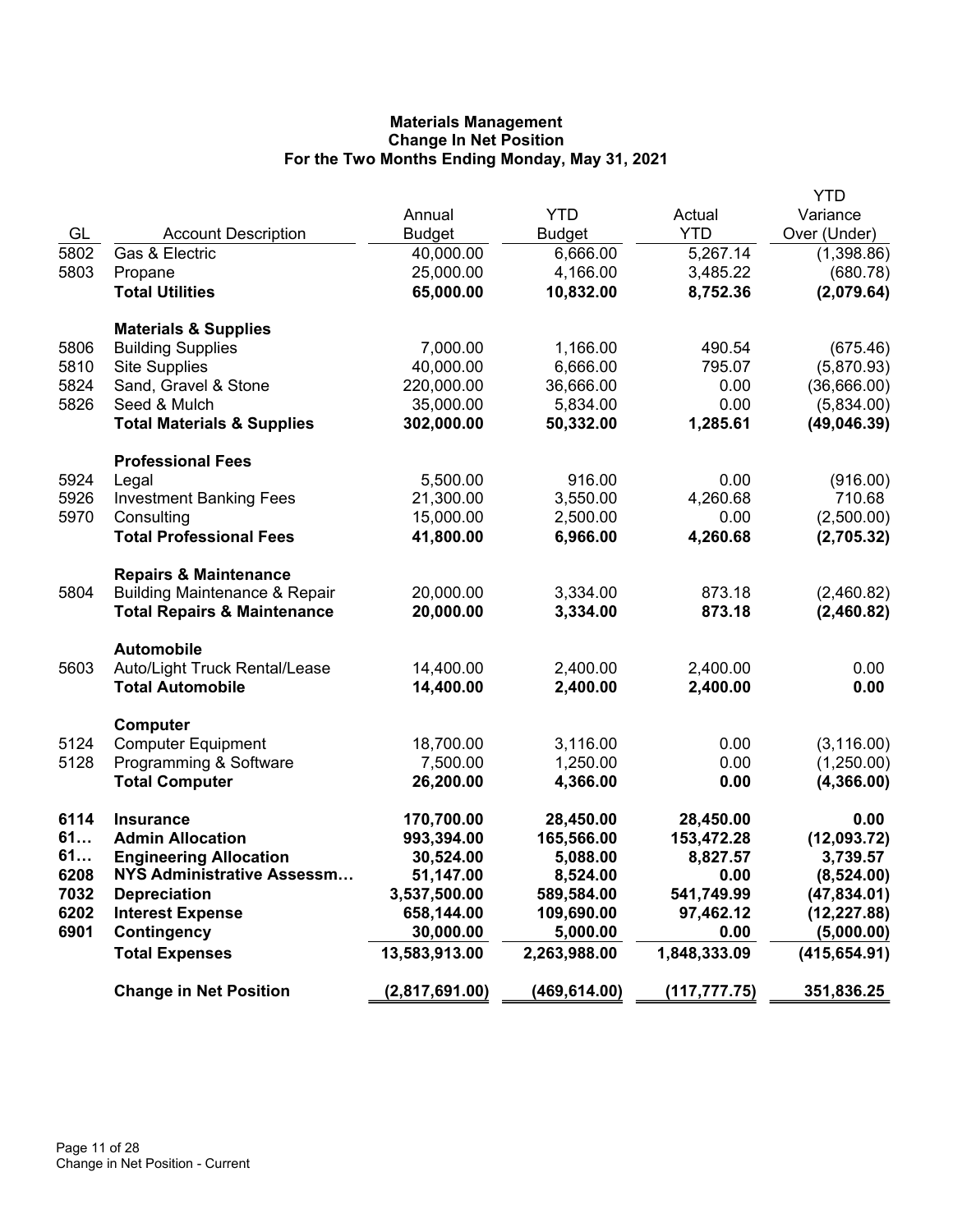# Materials Management
## Change In Net Position
### For the Two Months Ending Monday, May 31, 2021

| GL | Account Description | Annual Budget | YTD Budget | Actual YTD | YTD Variance Over (Under) |
|---|---|---|---|---|---|
| 5802 | Gas & Electric | 40,000.00 | 6,666.00 | 5,267.14 | (1,398.86) |
| 5803 | Propane | 25,000.00 | 4,166.00 | 3,485.22 | (680.78) |
| | **Total Utilities** | **65,000.00** | **10,832.00** | **8,752.36** | **(2,079.64)** |
| | **Materials & Supplies** | | | | |
| 5806 | Building Supplies | 7,000.00 | 1,166.00 | 490.54 | (675.46) |
| 5810 | Site Supplies | 40,000.00 | 6,666.00 | 795.07 | (5,870.93) |
| 5824 | Sand, Gravel & Stone | 220,000.00 | 36,666.00 | 0.00 | (36,666.00) |
| 5826 | Seed & Mulch | 35,000.00 | 5,834.00 | 0.00 | (5,834.00) |
| | **Total Materials & Supplies** | **302,000.00** | **50,332.00** | **1,285.61** | **(49,046.39)** |
| | **Professional Fees** | | | | |
| 5924 | Legal | 5,500.00 | 916.00 | 0.00 | (916.00) |
| 5926 | Investment Banking Fees | 21,300.00 | 3,550.00 | 4,260.68 | 710.68 |
| 5970 | Consulting | 15,000.00 | 2,500.00 | 0.00 | (2,500.00) |
| | **Total Professional Fees** | **41,800.00** | **6,966.00** | **4,260.68** | **(2,705.32)** |
| | **Repairs & Maintenance** | | | | |
| 5804 | Building Maintenance & Repair | 20,000.00 | 3,334.00 | 873.18 | (2,460.82) |
| | **Total Repairs & Maintenance** | **20,000.00** | **3,334.00** | **873.18** | **(2,460.82)** |
| | **Automobile** | | | | |
| 5603 | Auto/Light Truck Rental/Lease | 14,400.00 | 2,400.00 | 2,400.00 | 0.00 |
| | **Total Automobile** | **14,400.00** | **2,400.00** | **2,400.00** | **0.00** |
| | **Computer** | | | | |
| 5124 | Computer Equipment | 18,700.00 | 3,116.00 | 0.00 | (3,116.00) |
| 5128 | Programming & Software | 7,500.00 | 1,250.00 | 0.00 | (1,250.00) |
| | **Total Computer** | **26,200.00** | **4,366.00** | **0.00** | **(4,366.00)** |
| **6114** | **Insurance** | **170,700.00** | **28,450.00** | **28,450.00** | **0.00** |
| **61…** | **Admin Allocation** | **993,394.00** | **165,566.00** | **153,472.28** | **(12,093.72)** |
| **61…** | **Engineering Allocation** | **30,524.00** | **5,088.00** | **8,827.57** | **3,739.57** |
| **6208** | **NYS Administrative Assessm…** | **51,147.00** | **8,524.00** | **0.00** | **(8,524.00)** |
| **7032** | **Depreciation** | **3,537,500.00** | **589,584.00** | **541,749.99** | **(47,834.01)** |
| **6202** | **Interest Expense** | **658,144.00** | **109,690.00** | **97,462.12** | **(12,227.88)** |
| **6901** | **Contingency** | **30,000.00** | **5,000.00** | **0.00** | **(5,000.00)** |
| | **Total Expenses** | **13,583,913.00** | **2,263,988.00** | **1,848,333.09** | **(415,654.91)** |
| | **Change in Net Position** | **(2,817,691.00)** | **(469,614.00)** | **(117,777.75)** | **351,836.25** |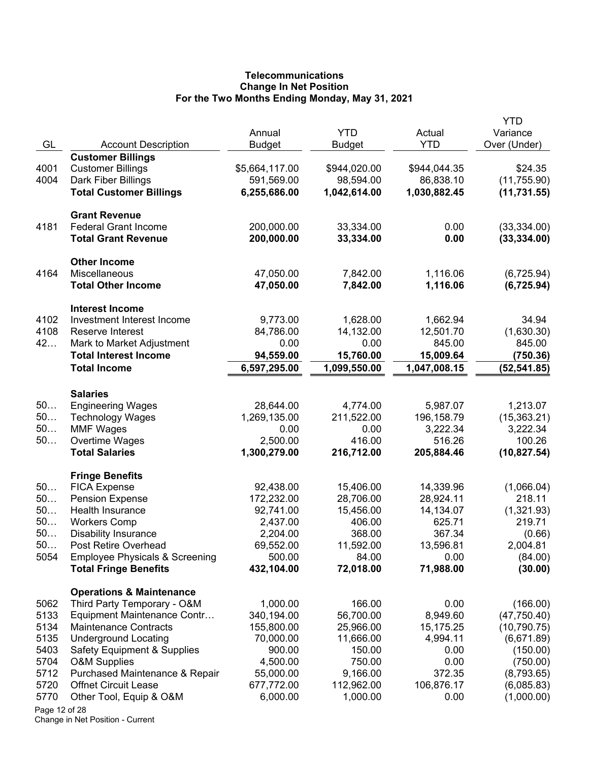**Telecommunications**
**Change In Net Position**
**For the Two Months Ending Monday, May 31, 2021**

| GL | Account Description | Annual Budget | YTD Budget | Actual YTD | YTD Variance Over (Under) |
|---|---|---|---|---|---|
| | **Customer Billings** | | | | |
| 4001 | Customer Billings | $5,664,117.00 | $944,020.00 | $944,044.35 | $24.35 |
| 4004 | Dark Fiber Billings | 591,569.00 | 98,594.00 | 86,838.10 | (11,755.90) |
| | **Total Customer Billings** | **6,255,686.00** | **1,042,614.00** | **1,030,882.45** | **(11,731.55)** |
| | **Grant Revenue** | | | | |
| 4181 | Federal Grant Income | 200,000.00 | 33,334.00 | 0.00 | (33,334.00) |
| | **Total Grant Revenue** | **200,000.00** | **33,334.00** | **0.00** | **(33,334.00)** |
| | **Other Income** | | | | |
| 4164 | Miscellaneous | 47,050.00 | 7,842.00 | 1,116.06 | (6,725.94) |
| | **Total Other Income** | **47,050.00** | **7,842.00** | **1,116.06** | **(6,725.94)** |
| | **Interest Income** | | | | |
| 4102 | Investment Interest Income | 9,773.00 | 1,628.00 | 1,662.94 | 34.94 |
| 4108 | Reserve Interest | 84,786.00 | 14,132.00 | 12,501.70 | (1,630.30) |
| 42… | Mark to Market Adjustment | 0.00 | 0.00 | 845.00 | 845.00 |
| | **Total Interest Income** | **94,559.00** | **15,760.00** | **15,009.64** | **(750.36)** |
| | **Total Income** | **6,597,295.00** | **1,099,550.00** | **1,047,008.15** | **(52,541.85)** |
| | **Salaries** | | | | |
| 50… | Engineering Wages | 28,644.00 | 4,774.00 | 5,987.07 | 1,213.07 |
| 50… | Technology Wages | 1,269,135.00 | 211,522.00 | 196,158.79 | (15,363.21) |
| 50… | MMF Wages | 0.00 | 0.00 | 3,222.34 | 3,222.34 |
| 50… | Overtime Wages | 2,500.00 | 416.00 | 516.26 | 100.26 |
| | **Total Salaries** | **1,300,279.00** | **216,712.00** | **205,884.46** | **(10,827.54)** |
| | **Fringe Benefits** | | | | |
| 50… | FICA Expense | 92,438.00 | 15,406.00 | 14,339.96 | (1,066.04) |
| 50… | Pension Expense | 172,232.00 | 28,706.00 | 28,924.11 | 218.11 |
| 50… | Health Insurance | 92,741.00 | 15,456.00 | 14,134.07 | (1,321.93) |
| 50… | Workers Comp | 2,437.00 | 406.00 | 625.71 | 219.71 |
| 50… | Disability Insurance | 2,204.00 | 368.00 | 367.34 | (0.66) |
| 50… | Post Retire Overhead | 69,552.00 | 11,592.00 | 13,596.81 | 2,004.81 |
| 5054 | Employee Physicals & Screening | 500.00 | 84.00 | 0.00 | (84.00) |
| | **Total Fringe Benefits** | **432,104.00** | **72,018.00** | **71,988.00** | **(30.00)** |
| | **Operations & Maintenance** | | | | |
| 5062 | Third Party Temporary - O&M | 1,000.00 | 166.00 | 0.00 | (166.00) |
| 5133 | Equipment Maintenance Contr… | 340,194.00 | 56,700.00 | 8,949.60 | (47,750.40) |
| 5134 | Maintenance Contracts | 155,800.00 | 25,966.00 | 15,175.25 | (10,790.75) |
| 5135 | Underground Locating | 70,000.00 | 11,666.00 | 4,994.11 | (6,671.89) |
| 5403 | Safety Equipment & Supplies | 900.00 | 150.00 | 0.00 | (150.00) |
| 5704 | O&M Supplies | 4,500.00 | 750.00 | 0.00 | (750.00) |
| 5712 | Purchased Maintenance & Repair | 55,000.00 | 9,166.00 | 372.35 | (8,793.65) |
| 5720 | Offnet Circuit Lease | 677,772.00 | 112,962.00 | 106,876.17 | (6,085.83) |
| 5770 | Other Tool, Equip & O&M | 6,000.00 | 1,000.00 | 0.00 | (1,000.00) |

Change in Net Position - Current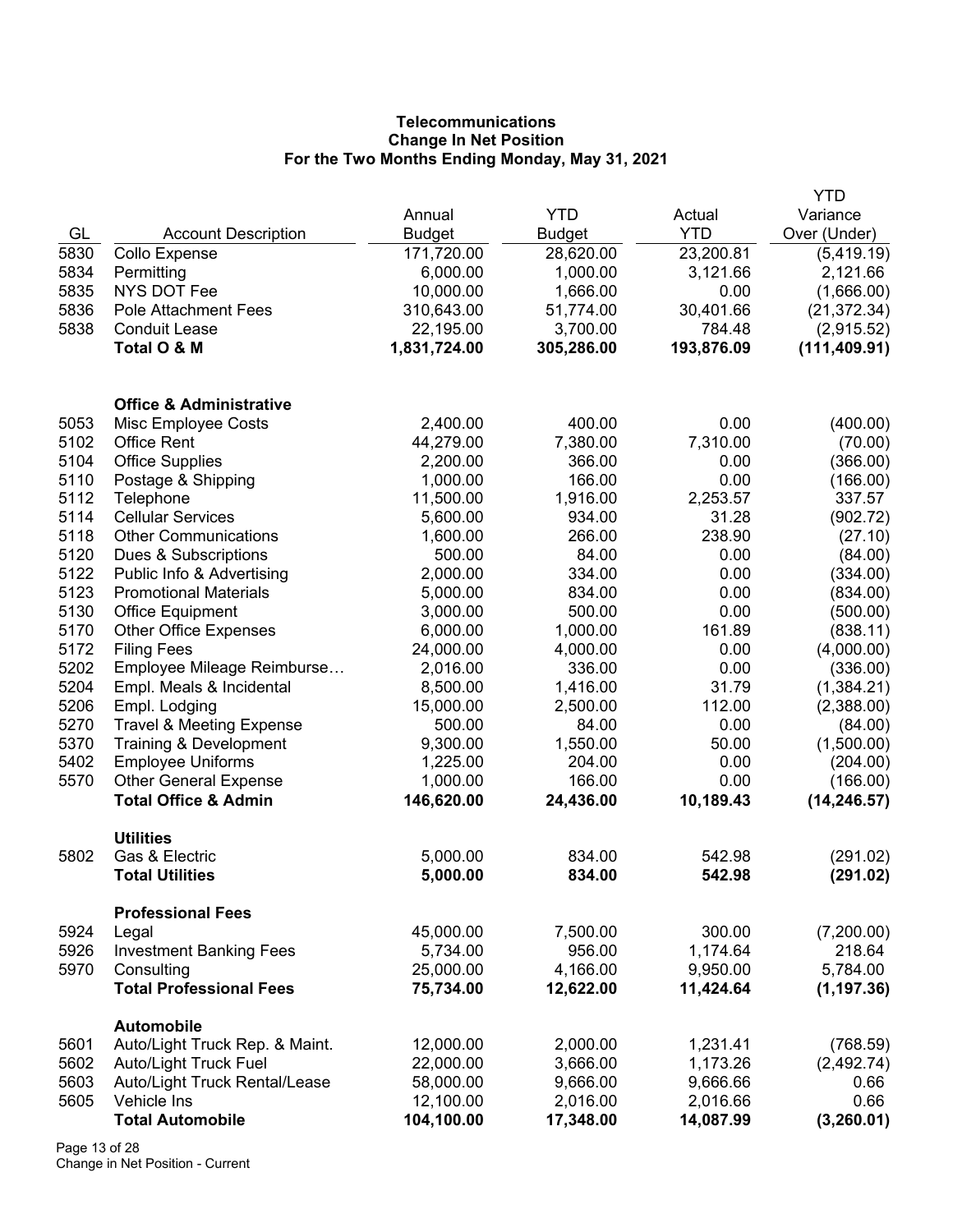**Telecommunications**
**Change In Net Position**
**For the Two Months Ending Monday, May 31, 2021**

| GL | Account Description | Annual Budget | YTD Budget | Actual YTD | YTD Variance Over (Under) |
|---|---|---|---|---|---|
| 5830 | Collo Expense | 171,720.00 | 28,620.00 | 23,200.81 | (5,419.19) |
| 5834 | Permitting | 6,000.00 | 1,000.00 | 3,121.66 | 2,121.66 |
| 5835 | NYS DOT Fee | 10,000.00 | 1,666.00 | 0.00 | (1,666.00) |
| 5836 | Pole Attachment Fees | 310,643.00 | 51,774.00 | 30,401.66 | (21,372.34) |
| 5838 | Conduit Lease | 22,195.00 | 3,700.00 | 784.48 | (2,915.52) |
| | **Total O & M** | **1,831,724.00** | **305,286.00** | **193,876.09** | **(111,409.91)** |
| | | | | | |
| | **Office & Administrative** | | | | |
| 5053 | Misc Employee Costs | 2,400.00 | 400.00 | 0.00 | (400.00) |
| 5102 | Office Rent | 44,279.00 | 7,380.00 | 7,310.00 | (70.00) |
| 5104 | Office Supplies | 2,200.00 | 366.00 | 0.00 | (366.00) |
| 5110 | Postage & Shipping | 1,000.00 | 166.00 | 0.00 | (166.00) |
| 5112 | Telephone | 11,500.00 | 1,916.00 | 2,253.57 | 337.57 |
| 5114 | Cellular Services | 5,600.00 | 934.00 | 31.28 | (902.72) |
| 5118 | Other Communications | 1,600.00 | 266.00 | 238.90 | (27.10) |
| 5120 | Dues & Subscriptions | 500.00 | 84.00 | 0.00 | (84.00) |
| 5122 | Public Info & Advertising | 2,000.00 | 334.00 | 0.00 | (334.00) |
| 5123 | Promotional Materials | 5,000.00 | 834.00 | 0.00 | (834.00) |
| 5130 | Office Equipment | 3,000.00 | 500.00 | 0.00 | (500.00) |
| 5170 | Other Office Expenses | 6,000.00 | 1,000.00 | 161.89 | (838.11) |
| 5172 | Filing Fees | 24,000.00 | 4,000.00 | 0.00 | (4,000.00) |
| 5202 | Employee Mileage Reimburse… | 2,016.00 | 336.00 | 0.00 | (336.00) |
| 5204 | Empl. Meals & Incidental | 8,500.00 | 1,416.00 | 31.79 | (1,384.21) |
| 5206 | Empl. Lodging | 15,000.00 | 2,500.00 | 112.00 | (2,388.00) |
| 5270 | Travel & Meeting Expense | 500.00 | 84.00 | 0.00 | (84.00) |
| 5370 | Training & Development | 9,300.00 | 1,550.00 | 50.00 | (1,500.00) |
| 5402 | Employee Uniforms | 1,225.00 | 204.00 | 0.00 | (204.00) |
| 5570 | Other General Expense | 1,000.00 | 166.00 | 0.00 | (166.00) |
| | **Total Office & Admin** | **146,620.00** | **24,436.00** | **10,189.43** | **(14,246.57)** |
| | | | | | |
| | **Utilities** | | | | |
| 5802 | Gas & Electric | 5,000.00 | 834.00 | 542.98 | (291.02) |
| | **Total Utilities** | **5,000.00** | **834.00** | **542.98** | **(291.02)** |
| | | | | | |
| | **Professional Fees** | | | | |
| 5924 | Legal | 45,000.00 | 7,500.00 | 300.00 | (7,200.00) |
| 5926 | Investment Banking Fees | 5,734.00 | 956.00 | 1,174.64 | 218.64 |
| 5970 | Consulting | 25,000.00 | 4,166.00 | 9,950.00 | 5,784.00 |
| | **Total Professional Fees** | **75,734.00** | **12,622.00** | **11,424.64** | **(1,197.36)** |
| | | | | | |
| | **Automobile** | | | | |
| 5601 | Auto/Light Truck Rep. & Maint. | 12,000.00 | 2,000.00 | 1,231.41 | (768.59) |
| 5602 | Auto/Light Truck Fuel | 22,000.00 | 3,666.00 | 1,173.26 | (2,492.74) |
| 5603 | Auto/Light Truck Rental/Lease | 58,000.00 | 9,666.00 | 9,666.66 | 0.66 |
| 5605 | Vehicle Ins | 12,100.00 | 2,016.00 | 2,016.66 | 0.66 |
| | **Total Automobile** | **104,100.00** | **17,348.00** | **14,087.99** | **(3,260.01)** |

Change in Net Position - Current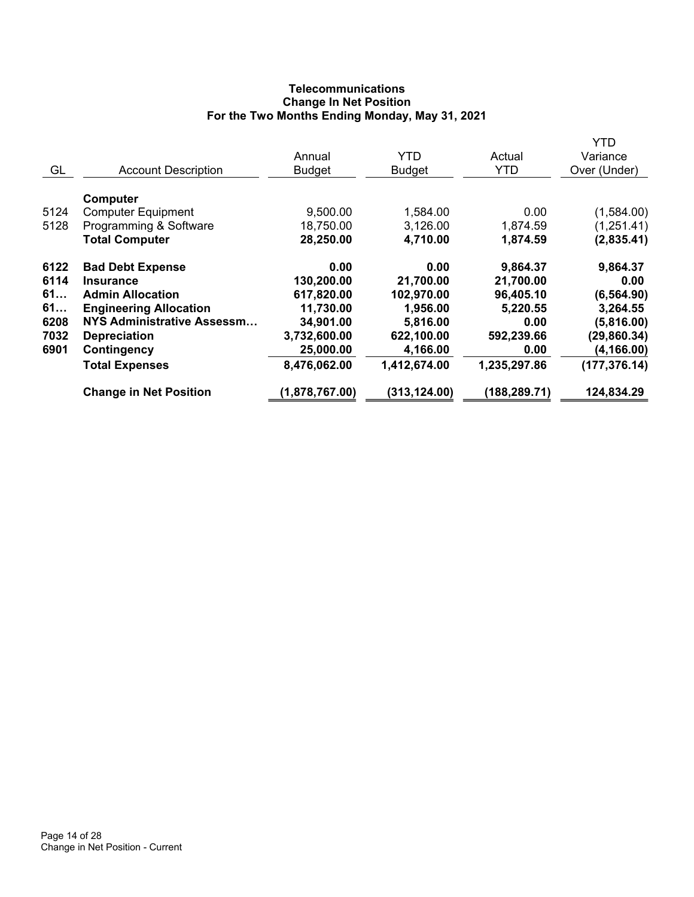**Telecommunications**
**Change In Net Position**
**For the Two Months Ending Monday, May 31, 2021**

| GL | Account Description | Annual Budget | YTD Budget | Actual YTD | YTD Variance Over (Under) |
|---|---|---|---|---|---|
| | **Computer** | | | | |
| 5124 | Computer Equipment | 9,500.00 | 1,584.00 | 0.00 | (1,584.00) |
| 5128 | Programming & Software | 18,750.00 | 3,126.00 | 1,874.59 | (1,251.41) |
| | **Total Computer** | **28,250.00** | **4,710.00** | **1,874.59** | **(2,835.41)** |
| **6122** | **Bad Debt Expense** | **0.00** | **0.00** | **9,864.37** | **9,864.37** |
| **6114** | **Insurance** | **130,200.00** | **21,700.00** | **21,700.00** | **0.00** |
| **61…** | **Admin Allocation** | **617,820.00** | **102,970.00** | **96,405.10** | **(6,564.90)** |
| **61…** | **Engineering Allocation** | **11,730.00** | **1,956.00** | **5,220.55** | **3,264.55** |
| **6208** | **NYS Administrative Assessm…** | **34,901.00** | **5,816.00** | **0.00** | **(5,816.00)** |
| **7032** | **Depreciation** | **3,732,600.00** | **622,100.00** | **592,239.66** | **(29,860.34)** |
| **6901** | **Contingency** | **25,000.00** | **4,166.00** | **0.00** | **(4,166.00)** |
| | **Total Expenses** | **8,476,062.00** | **1,412,674.00** | **1,235,297.86** | **(177,376.14)** |
| | **Change in Net Position** | **(1,878,767.00)** | **(313,124.00)** | **(188,289.71)** | **124,834.29** |

Change in Net Position - Current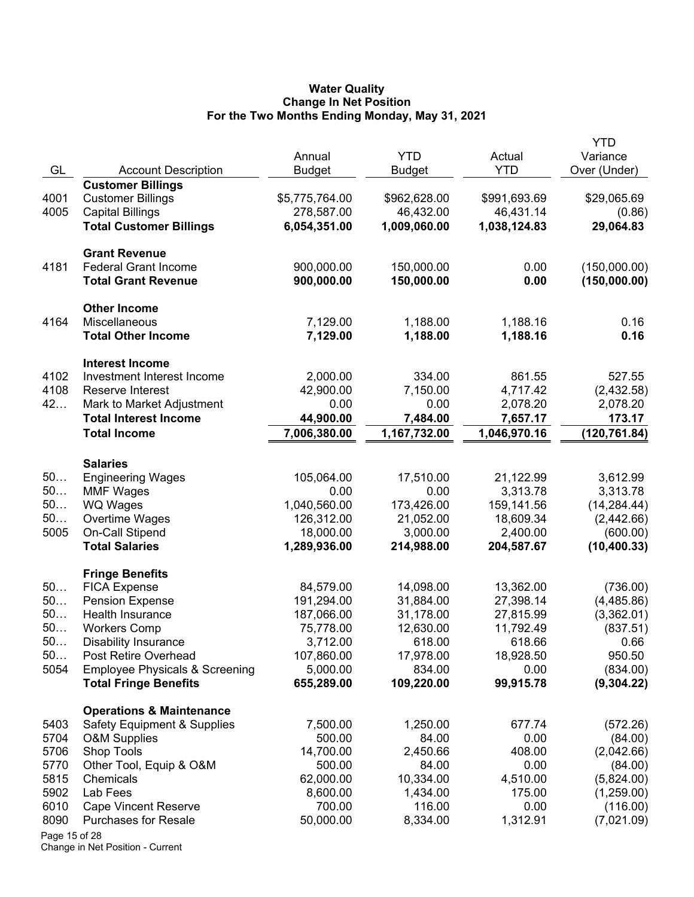**Water Quality**
**Change In Net Position**
**For the Two Months Ending Monday, May 31, 2021**

| GL | Account Description | Annual Budget | YTD Budget | Actual YTD | YTD Variance Over (Under) |
|---|---|---|---|---|---|
| | **Customer Billings** | | | | |
| 4001 | Customer Billings | $5,775,764.00 | $962,628.00 | $991,693.69 | $29,065.69 |
| 4005 | Capital Billings | 278,587.00 | 46,432.00 | 46,431.14 | (0.86) |
| | **Total Customer Billings** | **6,054,351.00** | **1,009,060.00** | **1,038,124.83** | **29,064.83** |
| | **Grant Revenue** | | | | |
| 4181 | Federal Grant Income | 900,000.00 | 150,000.00 | 0.00 | (150,000.00) |
| | **Total Grant Revenue** | **900,000.00** | **150,000.00** | **0.00** | **(150,000.00)** |
| | **Other Income** | | | | |
| 4164 | Miscellaneous | 7,129.00 | 1,188.00 | 1,188.16 | 0.16 |
| | **Total Other Income** | **7,129.00** | **1,188.00** | **1,188.16** | **0.16** |
| | **Interest Income** | | | | |
| 4102 | Investment Interest Income | 2,000.00 | 334.00 | 861.55 | 527.55 |
| 4108 | Reserve Interest | 42,900.00 | 7,150.00 | 4,717.42 | (2,432.58) |
| 42… | Mark to Market Adjustment | 0.00 | 0.00 | 2,078.20 | 2,078.20 |
| | **Total Interest Income** | **44,900.00** | **7,484.00** | **7,657.17** | **173.17** |
| | **Total Income** | **7,006,380.00** | **1,167,732.00** | **1,046,970.16** | **(120,761.84)** |
| | **Salaries** | | | | |
| 50… | Engineering Wages | 105,064.00 | 17,510.00 | 21,122.99 | 3,612.99 |
| 50… | MMF Wages | 0.00 | 0.00 | 3,313.78 | 3,313.78 |
| 50… | WQ Wages | 1,040,560.00 | 173,426.00 | 159,141.56 | (14,284.44) |
| 50… | Overtime Wages | 126,312.00 | 21,052.00 | 18,609.34 | (2,442.66) |
| 5005 | On-Call Stipend | 18,000.00 | 3,000.00 | 2,400.00 | (600.00) |
| | **Total Salaries** | **1,289,936.00** | **214,988.00** | **204,587.67** | **(10,400.33)** |
| | **Fringe Benefits** | | | | |
| 50… | FICA Expense | 84,579.00 | 14,098.00 | 13,362.00 | (736.00) |
| 50… | Pension Expense | 191,294.00 | 31,884.00 | 27,398.14 | (4,485.86) |
| 50… | Health Insurance | 187,066.00 | 31,178.00 | 27,815.99 | (3,362.01) |
| 50… | Workers Comp | 75,778.00 | 12,630.00 | 11,792.49 | (837.51) |
| 50… | Disability Insurance | 3,712.00 | 618.00 | 618.66 | 0.66 |
| 50… | Post Retire Overhead | 107,860.00 | 17,978.00 | 18,928.50 | 950.50 |
| 5054 | Employee Physicals & Screening | 5,000.00 | 834.00 | 0.00 | (834.00) |
| | **Total Fringe Benefits** | **655,289.00** | **109,220.00** | **99,915.78** | **(9,304.22)** |
| | **Operations & Maintenance** | | | | |
| 5403 | Safety Equipment & Supplies | 7,500.00 | 1,250.00 | 677.74 | (572.26) |
| 5704 | O&M Supplies | 500.00 | 84.00 | 0.00 | (84.00) |
| 5706 | Shop Tools | 14,700.00 | 2,450.66 | 408.00 | (2,042.66) |
| 5770 | Other Tool, Equip & O&M | 500.00 | 84.00 | 0.00 | (84.00) |
| 5815 | Chemicals | 62,000.00 | 10,334.00 | 4,510.00 | (5,824.00) |
| 5902 | Lab Fees | 8,600.00 | 1,434.00 | 175.00 | (1,259.00) |
| 6010 | Cape Vincent Reserve | 700.00 | 116.00 | 0.00 | (116.00) |
| 8090 | Purchases for Resale | 50,000.00 | 8,334.00 | 1,312.91 | (7,021.09) |

Change in Net Position - Current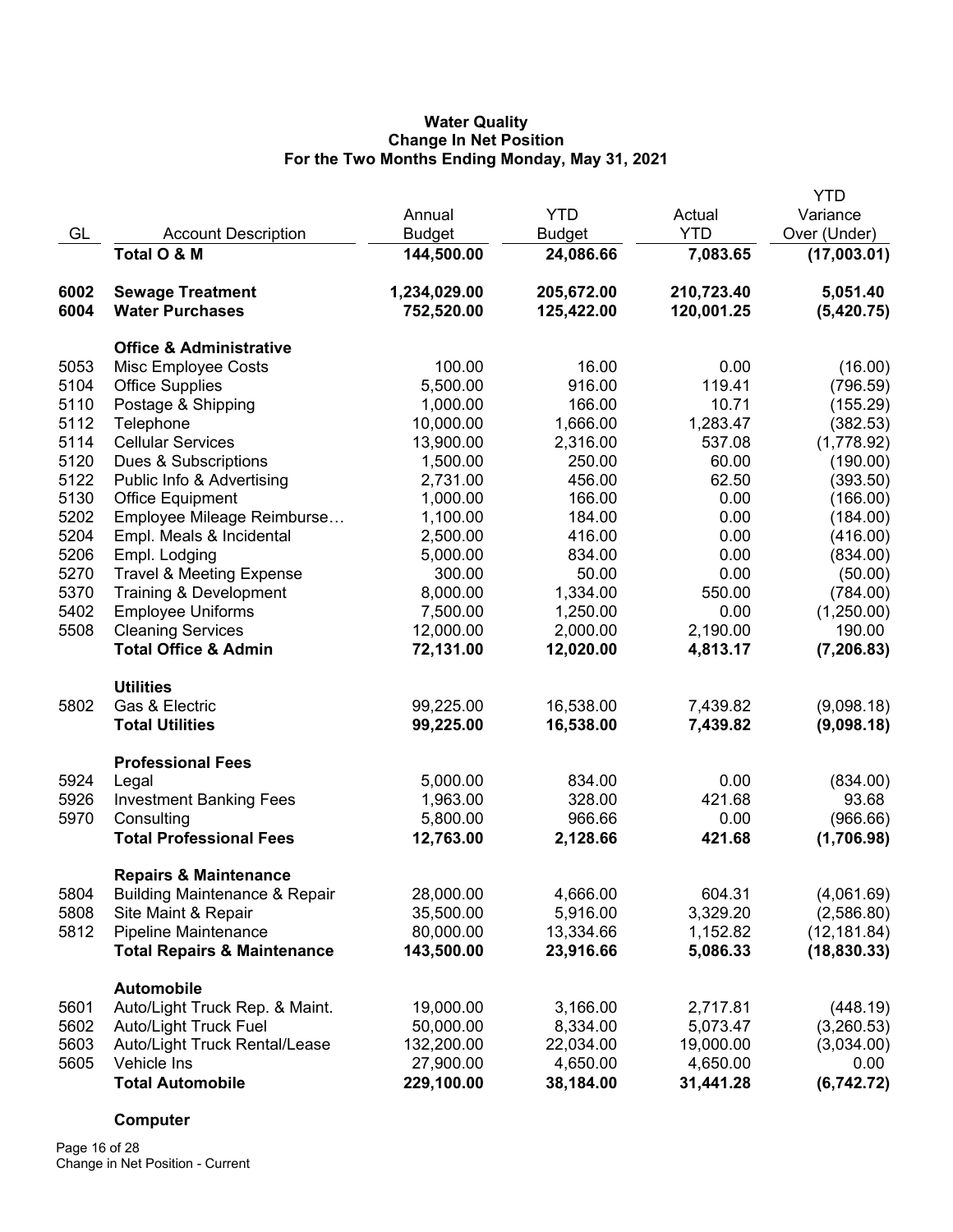**Water Quality**
**Change In Net Position**
**For the Two Months Ending Monday, May 31, 2021**

| GL | Account Description | Annual Budget | YTD Budget | Actual YTD | YTD Variance Over (Under) |
|---|---|---|---|---|---|
| | **Total O & M** | **144,500.00** | **24,086.66** | **7,083.65** | **(17,003.01)** |
| | | | | | |
| **6002** | **Sewage Treatment** | **1,234,029.00** | **205,672.00** | **210,723.40** | **5,051.40** |
| **6004** | **Water Purchases** | **752,520.00** | **125,422.00** | **120,001.25** | **(5,420.75)** |
| | | | | | |
| | **Office & Administrative** | | | | |
| 5053 | Misc Employee Costs | 100.00 | 16.00 | 0.00 | (16.00) |
| 5104 | Office Supplies | 5,500.00 | 916.00 | 119.41 | (796.59) |
| 5110 | Postage & Shipping | 1,000.00 | 166.00 | 10.71 | (155.29) |
| 5112 | Telephone | 10,000.00 | 1,666.00 | 1,283.47 | (382.53) |
| 5114 | Cellular Services | 13,900.00 | 2,316.00 | 537.08 | (1,778.92) |
| 5120 | Dues & Subscriptions | 1,500.00 | 250.00 | 60.00 | (190.00) |
| 5122 | Public Info & Advertising | 2,731.00 | 456.00 | 62.50 | (393.50) |
| 5130 | Office Equipment | 1,000.00 | 166.00 | 0.00 | (166.00) |
| 5202 | Employee Mileage Reimburse… | 1,100.00 | 184.00 | 0.00 | (184.00) |
| 5204 | Empl. Meals & Incidental | 2,500.00 | 416.00 | 0.00 | (416.00) |
| 5206 | Empl. Lodging | 5,000.00 | 834.00 | 0.00 | (834.00) |
| 5270 | Travel & Meeting Expense | 300.00 | 50.00 | 0.00 | (50.00) |
| 5370 | Training & Development | 8,000.00 | 1,334.00 | 550.00 | (784.00) |
| 5402 | Employee Uniforms | 7,500.00 | 1,250.00 | 0.00 | (1,250.00) |
| 5508 | Cleaning Services | 12,000.00 | 2,000.00 | 2,190.00 | 190.00 |
| | **Total Office & Admin** | **72,131.00** | **12,020.00** | **4,813.17** | **(7,206.83)** |
| | | | | | |
| | **Utilities** | | | | |
| 5802 | Gas & Electric | 99,225.00 | 16,538.00 | 7,439.82 | (9,098.18) |
| | **Total Utilities** | **99,225.00** | **16,538.00** | **7,439.82** | **(9,098.18)** |
| | | | | | |
| | **Professional Fees** | | | | |
| 5924 | Legal | 5,000.00 | 834.00 | 0.00 | (834.00) |
| 5926 | Investment Banking Fees | 1,963.00 | 328.00 | 421.68 | 93.68 |
| 5970 | Consulting | 5,800.00 | 966.66 | 0.00 | (966.66) |
| | **Total Professional Fees** | **12,763.00** | **2,128.66** | **421.68** | **(1,706.98)** |
| | | | | | |
| | **Repairs & Maintenance** | | | | |
| 5804 | Building Maintenance & Repair | 28,000.00 | 4,666.00 | 604.31 | (4,061.69) |
| 5808 | Site Maint & Repair | 35,500.00 | 5,916.00 | 3,329.20 | (2,586.80) |
| 5812 | Pipeline Maintenance | 80,000.00 | 13,334.66 | 1,152.82 | (12,181.84) |
| | **Total Repairs & Maintenance** | **143,500.00** | **23,916.66** | **5,086.33** | **(18,830.33)** |
| | | | | | |
| | **Automobile** | | | | |
| 5601 | Auto/Light Truck Rep. & Maint. | 19,000.00 | 3,166.00 | 2,717.81 | (448.19) |
| 5602 | Auto/Light Truck Fuel | 50,000.00 | 8,334.00 | 5,073.47 | (3,260.53) |
| 5603 | Auto/Light Truck Rental/Lease | 132,200.00 | 22,034.00 | 19,000.00 | (3,034.00) |
| 5605 | Vehicle Ins | 27,900.00 | 4,650.00 | 4,650.00 | 0.00 |
| | **Total Automobile** | **229,100.00** | **38,184.00** | **31,441.28** | **(6,742.72)** |
| | | | | | |
| | **Computer** | | | | |

Change in Net Position - Current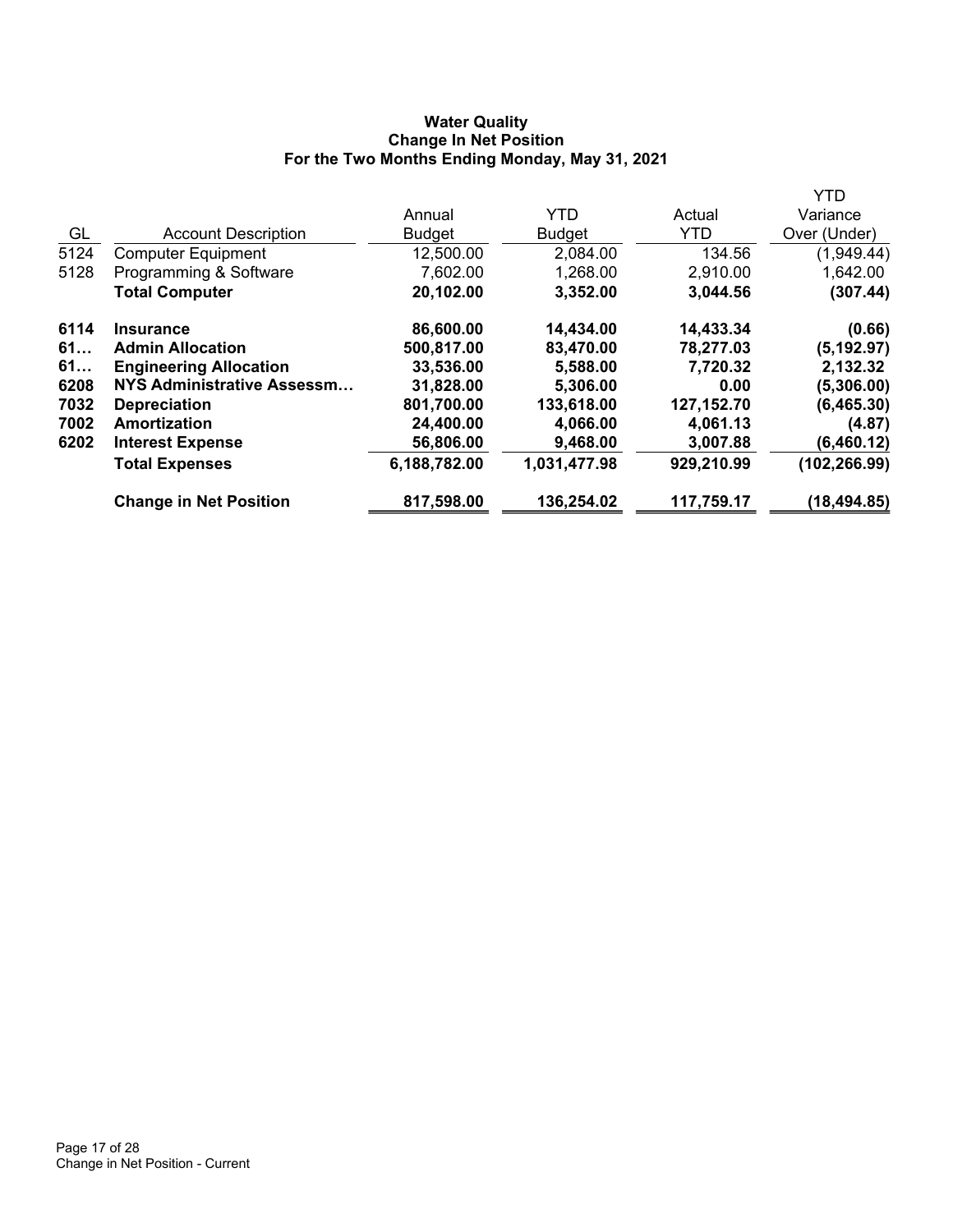# Water Quality
## Change In Net Position
### For the Two Months Ending Monday, May 31, 2021

| GL | Account Description | Annual Budget | YTD Budget | Actual YTD | YTD Variance Over (Under) |
|---|---|---|---|---|---|
| 5124 | Computer Equipment | 12,500.00 | 2,084.00 | 134.56 | (1,949.44) |
| 5128 | Programming & Software | 7,602.00 | 1,268.00 | 2,910.00 | 1,642.00 |
| | **Total Computer** | **20,102.00** | **3,352.00** | **3,044.56** | **(307.44)** |
| **6114** | **Insurance** | **86,600.00** | **14,434.00** | **14,433.34** | **(0.66)** |
| **61…** | **Admin Allocation** | **500,817.00** | **83,470.00** | **78,277.03** | **(5,192.97)** |
| **61…** | **Engineering Allocation** | **33,536.00** | **5,588.00** | **7,720.32** | **2,132.32** |
| **6208** | **NYS Administrative Assessm…** | **31,828.00** | **5,306.00** | **0.00** | **(5,306.00)** |
| **7032** | **Depreciation** | **801,700.00** | **133,618.00** | **127,152.70** | **(6,465.30)** |
| **7002** | **Amortization** | **24,400.00** | **4,066.00** | **4,061.13** | **(4.87)** |
| **6202** | **Interest Expense** | **56,806.00** | **9,468.00** | **3,007.88** | **(6,460.12)** |
| | **Total Expenses** | **6,188,782.00** | **1,031,477.98** | **929,210.99** | **(102,266.99)** |
| | **Change in Net Position** | **817,598.00** | **136,254.02** | **117,759.17** | **(18,494.85)** |

Change in Net Position - Current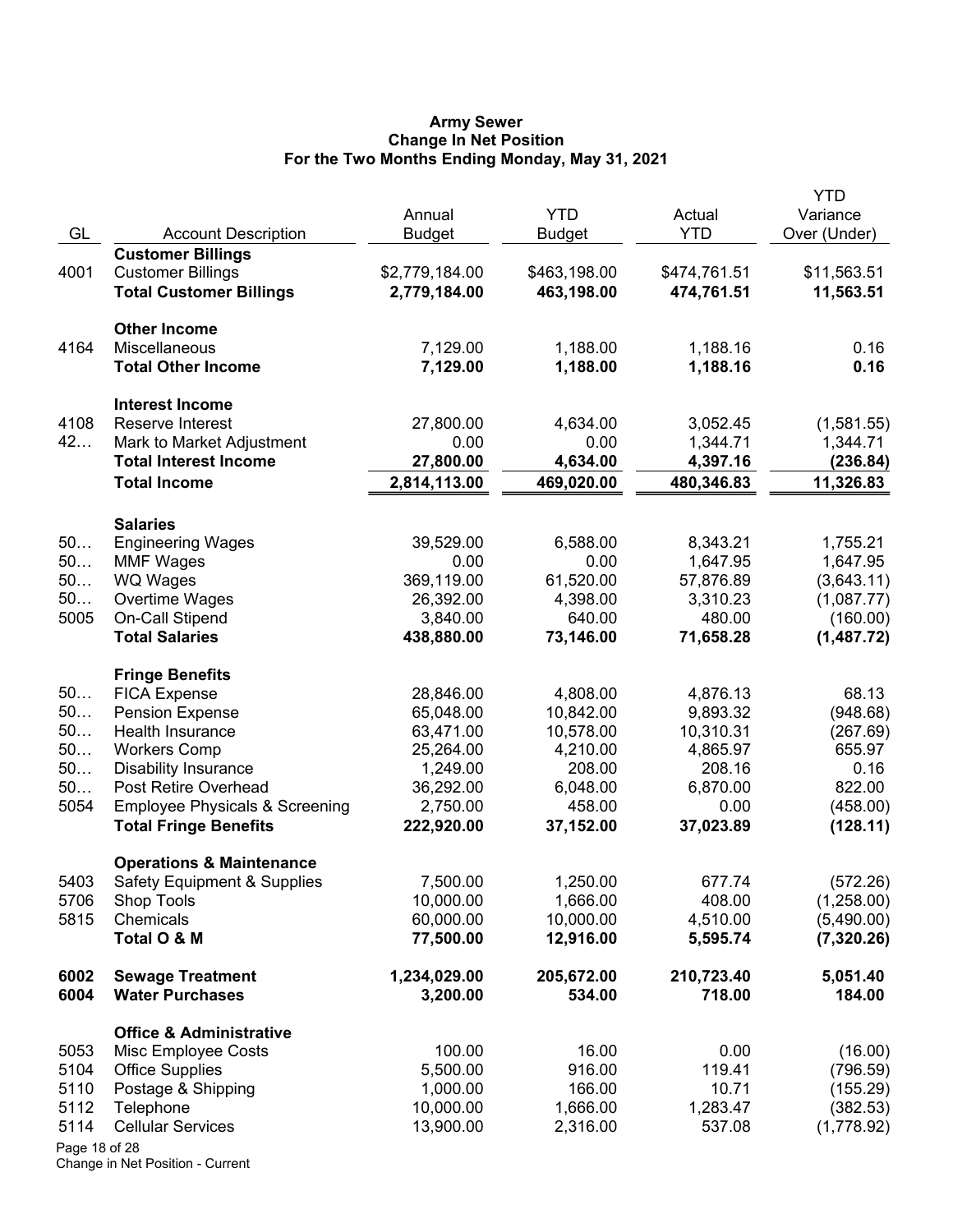**Army Sewer**
**Change In Net Position**
**For the Two Months Ending Monday, May 31, 2021**

| GL | Account Description | Annual Budget | YTD Budget | Actual YTD | YTD Variance Over (Under) |
|---|---|---|---|---|---|
| | **Customer Billings** | | | | |
| 4001 | Customer Billings | $2,779,184.00 | $463,198.00 | $474,761.51 | $11,563.51 |
| | **Total Customer Billings** | **2,779,184.00** | **463,198.00** | **474,761.51** | **11,563.51** |
| | **Other Income** | | | | |
| 4164 | Miscellaneous | 7,129.00 | 1,188.00 | 1,188.16 | 0.16 |
| | **Total Other Income** | **7,129.00** | **1,188.00** | **1,188.16** | **0.16** |
| | **Interest Income** | | | | |
| 4108 | Reserve Interest | 27,800.00 | 4,634.00 | 3,052.45 | (1,581.55) |
| 42… | Mark to Market Adjustment | 0.00 | 0.00 | 1,344.71 | 1,344.71 |
| | **Total Interest Income** | **27,800.00** | **4,634.00** | **4,397.16** | **(236.84)** |
| | **Total Income** | **2,814,113.00** | **469,020.00** | **480,346.83** | **11,326.83** |
| | **Salaries** | | | | |
| 50… | Engineering Wages | 39,529.00 | 6,588.00 | 8,343.21 | 1,755.21 |
| 50… | MMF Wages | 0.00 | 0.00 | 1,647.95 | 1,647.95 |
| 50… | WQ Wages | 369,119.00 | 61,520.00 | 57,876.89 | (3,643.11) |
| 50… | Overtime Wages | 26,392.00 | 4,398.00 | 3,310.23 | (1,087.77) |
| 5005 | On-Call Stipend | 3,840.00 | 640.00 | 480.00 | (160.00) |
| | **Total Salaries** | **438,880.00** | **73,146.00** | **71,658.28** | **(1,487.72)** |
| | **Fringe Benefits** | | | | |
| 50… | FICA Expense | 28,846.00 | 4,808.00 | 4,876.13 | 68.13 |
| 50… | Pension Expense | 65,048.00 | 10,842.00 | 9,893.32 | (948.68) |
| 50… | Health Insurance | 63,471.00 | 10,578.00 | 10,310.31 | (267.69) |
| 50… | Workers Comp | 25,264.00 | 4,210.00 | 4,865.97 | 655.97 |
| 50… | Disability Insurance | 1,249.00 | 208.00 | 208.16 | 0.16 |
| 50… | Post Retire Overhead | 36,292.00 | 6,048.00 | 6,870.00 | 822.00 |
| 5054 | Employee Physicals & Screening | 2,750.00 | 458.00 | 0.00 | (458.00) |
| | **Total Fringe Benefits** | **222,920.00** | **37,152.00** | **37,023.89** | **(128.11)** |
| | **Operations & Maintenance** | | | | |
| 5403 | Safety Equipment & Supplies | 7,500.00 | 1,250.00 | 677.74 | (572.26) |
| 5706 | Shop Tools | 10,000.00 | 1,666.00 | 408.00 | (1,258.00) |
| 5815 | Chemicals | 60,000.00 | 10,000.00 | 4,510.00 | (5,490.00) |
| | **Total O & M** | **77,500.00** | **12,916.00** | **5,595.74** | **(7,320.26)** |
| **6002** | **Sewage Treatment** | **1,234,029.00** | **205,672.00** | **210,723.40** | **5,051.40** |
| **6004** | **Water Purchases** | **3,200.00** | **534.00** | **718.00** | **184.00** |
| | **Office & Administrative** | | | | |
| 5053 | Misc Employee Costs | 100.00 | 16.00 | 0.00 | (16.00) |
| 5104 | Office Supplies | 5,500.00 | 916.00 | 119.41 | (796.59) |
| 5110 | Postage & Shipping | 1,000.00 | 166.00 | 10.71 | (155.29) |
| 5112 | Telephone | 10,000.00 | 1,666.00 | 1,283.47 | (382.53) |
| 5114 | Cellular Services | 13,900.00 | 2,316.00 | 537.08 | (1,778.92) |

Change in Net Position - Current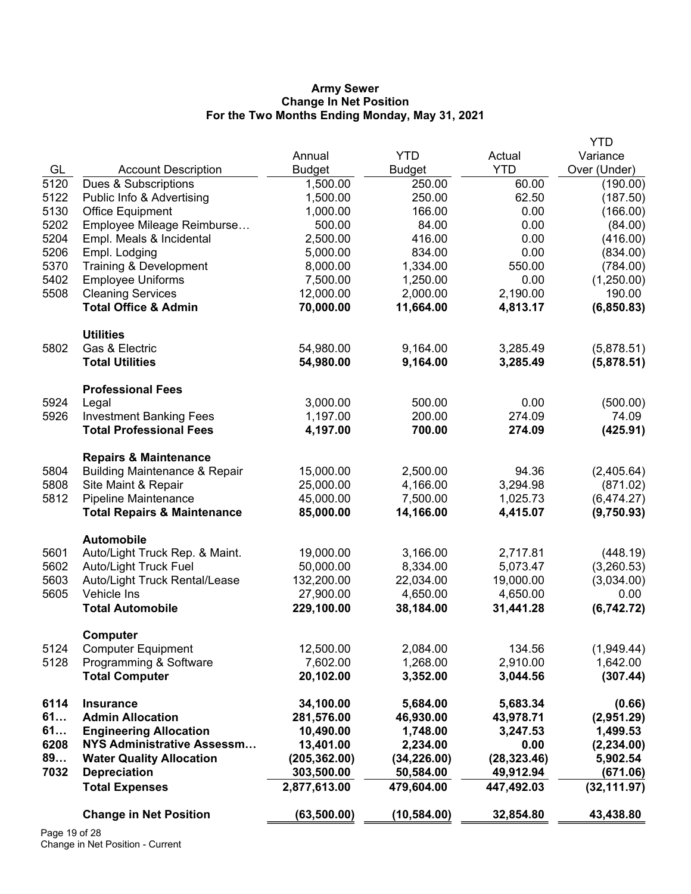# Army Sewer
## Change In Net Position
### For the Two Months Ending Monday, May 31, 2021

| GL | Account Description | Annual Budget | YTD Budget | Actual YTD | YTD Variance Over (Under) |
|---|---|---|---|---|---|
| 5120 | Dues & Subscriptions | 1,500.00 | 250.00 | 60.00 | (190.00) |
| 5122 | Public Info & Advertising | 1,500.00 | 250.00 | 62.50 | (187.50) |
| 5130 | Office Equipment | 1,000.00 | 166.00 | 0.00 | (166.00) |
| 5202 | Employee Mileage Reimburse… | 500.00 | 84.00 | 0.00 | (84.00) |
| 5204 | Empl. Meals & Incidental | 2,500.00 | 416.00 | 0.00 | (416.00) |
| 5206 | Empl. Lodging | 5,000.00 | 834.00 | 0.00 | (834.00) |
| 5370 | Training & Development | 8,000.00 | 1,334.00 | 550.00 | (784.00) |
| 5402 | Employee Uniforms | 7,500.00 | 1,250.00 | 0.00 | (1,250.00) |
| 5508 | Cleaning Services | 12,000.00 | 2,000.00 | 2,190.00 | 190.00 |
| | **Total Office & Admin** | **70,000.00** | **11,664.00** | **4,813.17** | **(6,850.83)** |
| | **Utilities** | | | | |
| 5802 | Gas & Electric | 54,980.00 | 9,164.00 | 3,285.49 | (5,878.51) |
| | **Total Utilities** | **54,980.00** | **9,164.00** | **3,285.49** | **(5,878.51)** |
| | **Professional Fees** | | | | |
| 5924 | Legal | 3,000.00 | 500.00 | 0.00 | (500.00) |
| 5926 | Investment Banking Fees | 1,197.00 | 200.00 | 274.09 | 74.09 |
| | **Total Professional Fees** | **4,197.00** | **700.00** | **274.09** | **(425.91)** |
| | **Repairs & Maintenance** | | | | |
| 5804 | Building Maintenance & Repair | 15,000.00 | 2,500.00 | 94.36 | (2,405.64) |
| 5808 | Site Maint & Repair | 25,000.00 | 4,166.00 | 3,294.98 | (871.02) |
| 5812 | Pipeline Maintenance | 45,000.00 | 7,500.00 | 1,025.73 | (6,474.27) |
| | **Total Repairs & Maintenance** | **85,000.00** | **14,166.00** | **4,415.07** | **(9,750.93)** |
| | **Automobile** | | | | |
| 5601 | Auto/Light Truck Rep. & Maint. | 19,000.00 | 3,166.00 | 2,717.81 | (448.19) |
| 5602 | Auto/Light Truck Fuel | 50,000.00 | 8,334.00 | 5,073.47 | (3,260.53) |
| 5603 | Auto/Light Truck Rental/Lease | 132,200.00 | 22,034.00 | 19,000.00 | (3,034.00) |
| 5605 | Vehicle Ins | 27,900.00 | 4,650.00 | 4,650.00 | 0.00 |
| | **Total Automobile** | **229,100.00** | **38,184.00** | **31,441.28** | **(6,742.72)** |
| | **Computer** | | | | |
| 5124 | Computer Equipment | 12,500.00 | 2,084.00 | 134.56 | (1,949.44) |
| 5128 | Programming & Software | 7,602.00 | 1,268.00 | 2,910.00 | 1,642.00 |
| | **Total Computer** | **20,102.00** | **3,352.00** | **3,044.56** | **(307.44)** |
| **6114** | **Insurance** | **34,100.00** | **5,684.00** | **5,683.34** | **(0.66)** |
| **61…** | **Admin Allocation** | **281,576.00** | **46,930.00** | **43,978.71** | **(2,951.29)** |
| **61…** | **Engineering Allocation** | **10,490.00** | **1,748.00** | **3,247.53** | **1,499.53** |
| **6208** | **NYS Administrative Assessm…** | **13,401.00** | **2,234.00** | **0.00** | **(2,234.00)** |
| **89…** | **Water Quality Allocation** | **(205,362.00)** | **(34,226.00)** | **(28,323.46)** | **5,902.54** |
| **7032** | **Depreciation** | **303,500.00** | **50,584.00** | **49,912.94** | **(671.06)** |
| | **Total Expenses** | **2,877,613.00** | **479,604.00** | **447,492.03** | **(32,111.97)** |
| | **Change in Net Position** | **(63,500.00)** | **(10,584.00)** | **32,854.80** | **43,438.80** |

Change in Net Position - Current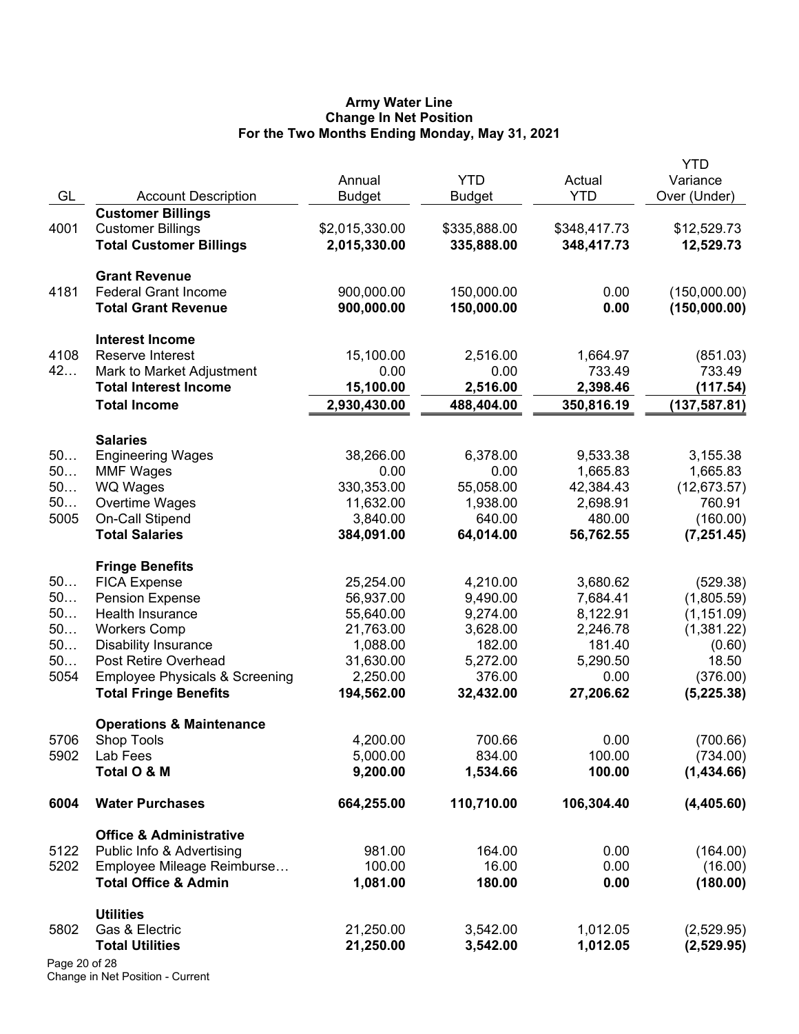**Army Water Line**
**Change In Net Position**
**For the Two Months Ending Monday, May 31, 2021**

| GL | Account Description | Annual Budget | YTD Budget | Actual YTD | YTD Variance Over (Under) |
|---|---|---|---|---|---|
| | **Customer Billings** | | | | |
| 4001 | Customer Billings | $2,015,330.00 | $335,888.00 | $348,417.73 | $12,529.73 |
| | **Total Customer Billings** | **2,015,330.00** | **335,888.00** | **348,417.73** | **12,529.73** |
| | **Grant Revenue** | | | | |
| 4181 | Federal Grant Income | 900,000.00 | 150,000.00 | 0.00 | (150,000.00) |
| | **Total Grant Revenue** | **900,000.00** | **150,000.00** | **0.00** | **(150,000.00)** |
| | **Interest Income** | | | | |
| 4108 | Reserve Interest | 15,100.00 | 2,516.00 | 1,664.97 | (851.03) |
| 42… | Mark to Market Adjustment | 0.00 | 0.00 | 733.49 | 733.49 |
| | **Total Interest Income** | **15,100.00** | **2,516.00** | **2,398.46** | **(117.54)** |
| | **Total Income** | **2,930,430.00** | **488,404.00** | **350,816.19** | **(137,587.81)** |
| | **Salaries** | | | | |
| 50… | Engineering Wages | 38,266.00 | 6,378.00 | 9,533.38 | 3,155.38 |
| 50… | MMF Wages | 0.00 | 0.00 | 1,665.83 | 1,665.83 |
| 50… | WQ Wages | 330,353.00 | 55,058.00 | 42,384.43 | (12,673.57) |
| 50… | Overtime Wages | 11,632.00 | 1,938.00 | 2,698.91 | 760.91 |
| 5005 | On-Call Stipend | 3,840.00 | 640.00 | 480.00 | (160.00) |
| | **Total Salaries** | **384,091.00** | **64,014.00** | **56,762.55** | **(7,251.45)** |
| | **Fringe Benefits** | | | | |
| 50… | FICA Expense | 25,254.00 | 4,210.00 | 3,680.62 | (529.38) |
| 50… | Pension Expense | 56,937.00 | 9,490.00 | 7,684.41 | (1,805.59) |
| 50… | Health Insurance | 55,640.00 | 9,274.00 | 8,122.91 | (1,151.09) |
| 50… | Workers Comp | 21,763.00 | 3,628.00 | 2,246.78 | (1,381.22) |
| 50… | Disability Insurance | 1,088.00 | 182.00 | 181.40 | (0.60) |
| 50… | Post Retire Overhead | 31,630.00 | 5,272.00 | 5,290.50 | 18.50 |
| 5054 | Employee Physicals & Screening | 2,250.00 | 376.00 | 0.00 | (376.00) |
| | **Total Fringe Benefits** | **194,562.00** | **32,432.00** | **27,206.62** | **(5,225.38)** |
| | **Operations & Maintenance** | | | | |
| 5706 | Shop Tools | 4,200.00 | 700.66 | 0.00 | (700.66) |
| 5902 | Lab Fees | 5,000.00 | 834.00 | 100.00 | (734.00) |
| | **Total O & M** | **9,200.00** | **1,534.66** | **100.00** | **(1,434.66)** |
| **6004** | **Water Purchases** | **664,255.00** | **110,710.00** | **106,304.40** | **(4,405.60)** |
| | **Office & Administrative** | | | | |
| 5122 | Public Info & Advertising | 981.00 | 164.00 | 0.00 | (164.00) |
| 5202 | Employee Mileage Reimburse… | 100.00 | 16.00 | 0.00 | (16.00) |
| | **Total Office & Admin** | **1,081.00** | **180.00** | **0.00** | **(180.00)** |
| | **Utilities** | | | | |
| 5802 | Gas & Electric | 21,250.00 | 3,542.00 | 1,012.05 | (2,529.95) |
| | **Total Utilities** | **21,250.00** | **3,542.00** | **1,012.05** | **(2,529.95)** |

Change in Net Position - Current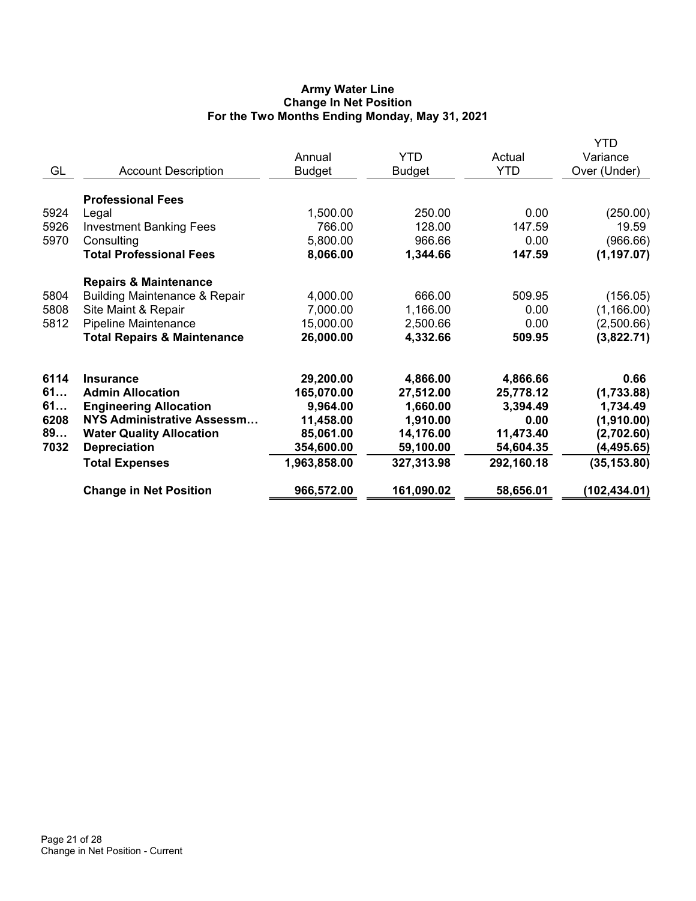# Army Water Line
## Change In Net Position
### For the Two Months Ending Monday, May 31, 2021

| GL | Account Description | Annual Budget | YTD Budget | Actual YTD | YTD Variance Over (Under) |
|---|---|---|---|---|---|
| | **Professional Fees** | | | | |
| 5924 | Legal | 1,500.00 | 250.00 | 0.00 | (250.00) |
| 5926 | Investment Banking Fees | 766.00 | 128.00 | 147.59 | 19.59 |
| 5970 | Consulting | 5,800.00 | 966.66 | 0.00 | (966.66) |
| | **Total Professional Fees** | **8,066.00** | **1,344.66** | **147.59** | **(1,197.07)** |
| | **Repairs & Maintenance** | | | | |
| 5804 | Building Maintenance & Repair | 4,000.00 | 666.00 | 509.95 | (156.05) |
| 5808 | Site Maint & Repair | 7,000.00 | 1,166.00 | 0.00 | (1,166.00) |
| 5812 | Pipeline Maintenance | 15,000.00 | 2,500.66 | 0.00 | (2,500.66) |
| | **Total Repairs & Maintenance** | **26,000.00** | **4,332.66** | **509.95** | **(3,822.71)** |
| **6114** | **Insurance** | **29,200.00** | **4,866.00** | **4,866.66** | **0.66** |
| **61…** | **Admin Allocation** | **165,070.00** | **27,512.00** | **25,778.12** | **(1,733.88)** |
| **61…** | **Engineering Allocation** | **9,964.00** | **1,660.00** | **3,394.49** | **1,734.49** |
| **6208** | **NYS Administrative Assessm…** | **11,458.00** | **1,910.00** | **0.00** | **(1,910.00)** |
| **89…** | **Water Quality Allocation** | **85,061.00** | **14,176.00** | **11,473.40** | **(2,702.60)** |
| **7032** | **Depreciation** | **354,600.00** | **59,100.00** | **54,604.35** | **(4,495.65)** |
| | **Total Expenses** | **1,963,858.00** | **327,313.98** | **292,160.18** | **(35,153.80)** |
| | **Change in Net Position** | **966,572.00** | **161,090.02** | **58,656.01** | **(102,434.01)** |

Change in Net Position - Current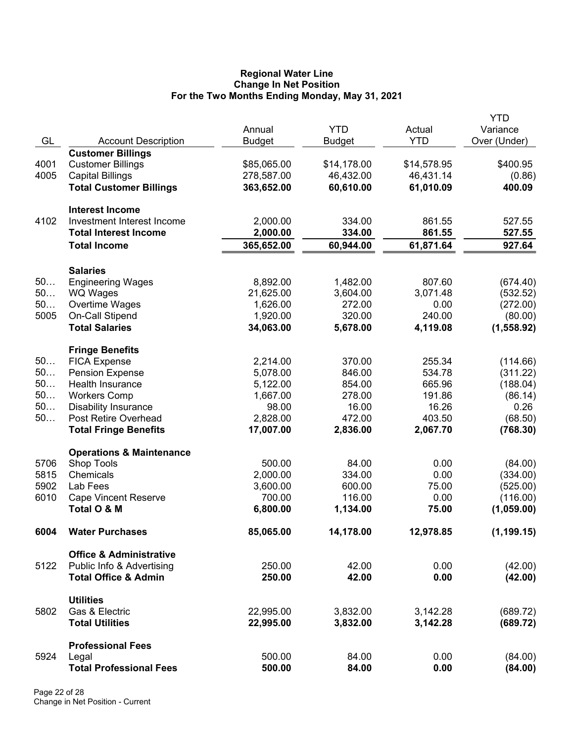**Regional Water Line**
**Change In Net Position**
**For the Two Months Ending Monday, May 31, 2021**

| GL | Account Description | Annual Budget | YTD Budget | Actual YTD | YTD Variance Over (Under) |
|---|---|---|---|---|---|
| | **Customer Billings** | | | | |
| 4001 | Customer Billings | $85,065.00 | $14,178.00 | $14,578.95 | $400.95 |
| 4005 | Capital Billings | 278,587.00 | 46,432.00 | 46,431.14 | (0.86) |
| | **Total Customer Billings** | **363,652.00** | **60,610.00** | **61,010.09** | **400.09** |
| | **Interest Income** | | | | |
| 4102 | Investment Interest Income | 2,000.00 | 334.00 | 861.55 | 527.55 |
| | **Total Interest Income** | **2,000.00** | **334.00** | **861.55** | **527.55** |
| | **Total Income** | **365,652.00** | **60,944.00** | **61,871.64** | **927.64** |
| | **Salaries** | | | | |
| 50… | Engineering Wages | 8,892.00 | 1,482.00 | 807.60 | (674.40) |
| 50… | WQ Wages | 21,625.00 | 3,604.00 | 3,071.48 | (532.52) |
| 50… | Overtime Wages | 1,626.00 | 272.00 | 0.00 | (272.00) |
| 5005 | On-Call Stipend | 1,920.00 | 320.00 | 240.00 | (80.00) |
| | **Total Salaries** | **34,063.00** | **5,678.00** | **4,119.08** | **(1,558.92)** |
| | **Fringe Benefits** | | | | |
| 50… | FICA Expense | 2,214.00 | 370.00 | 255.34 | (114.66) |
| 50… | Pension Expense | 5,078.00 | 846.00 | 534.78 | (311.22) |
| 50… | Health Insurance | 5,122.00 | 854.00 | 665.96 | (188.04) |
| 50… | Workers Comp | 1,667.00 | 278.00 | 191.86 | (86.14) |
| 50… | Disability Insurance | 98.00 | 16.00 | 16.26 | 0.26 |
| 50… | Post Retire Overhead | 2,828.00 | 472.00 | 403.50 | (68.50) |
| | **Total Fringe Benefits** | **17,007.00** | **2,836.00** | **2,067.70** | **(768.30)** |
| | **Operations & Maintenance** | | | | |
| 5706 | Shop Tools | 500.00 | 84.00 | 0.00 | (84.00) |
| 5815 | Chemicals | 2,000.00 | 334.00 | 0.00 | (334.00) |
| 5902 | Lab Fees | 3,600.00 | 600.00 | 75.00 | (525.00) |
| 6010 | Cape Vincent Reserve | 700.00 | 116.00 | 0.00 | (116.00) |
| | **Total O & M** | **6,800.00** | **1,134.00** | **75.00** | **(1,059.00)** |
| **6004** | **Water Purchases** | **85,065.00** | **14,178.00** | **12,978.85** | **(1,199.15)** |
| | **Office & Administrative** | | | | |
| 5122 | Public Info & Advertising | 250.00 | 42.00 | 0.00 | (42.00) |
| | **Total Office & Admin** | **250.00** | **42.00** | **0.00** | **(42.00)** |
| | **Utilities** | | | | |
| 5802 | Gas & Electric | 22,995.00 | 3,832.00 | 3,142.28 | (689.72) |
| | **Total Utilities** | **22,995.00** | **3,832.00** | **3,142.28** | **(689.72)** |
| | **Professional Fees** | | | | |
| 5924 | Legal | 500.00 | 84.00 | 0.00 | (84.00) |
| | **Total Professional Fees** | **500.00** | **84.00** | **0.00** | **(84.00)** |

Change in Net Position - Current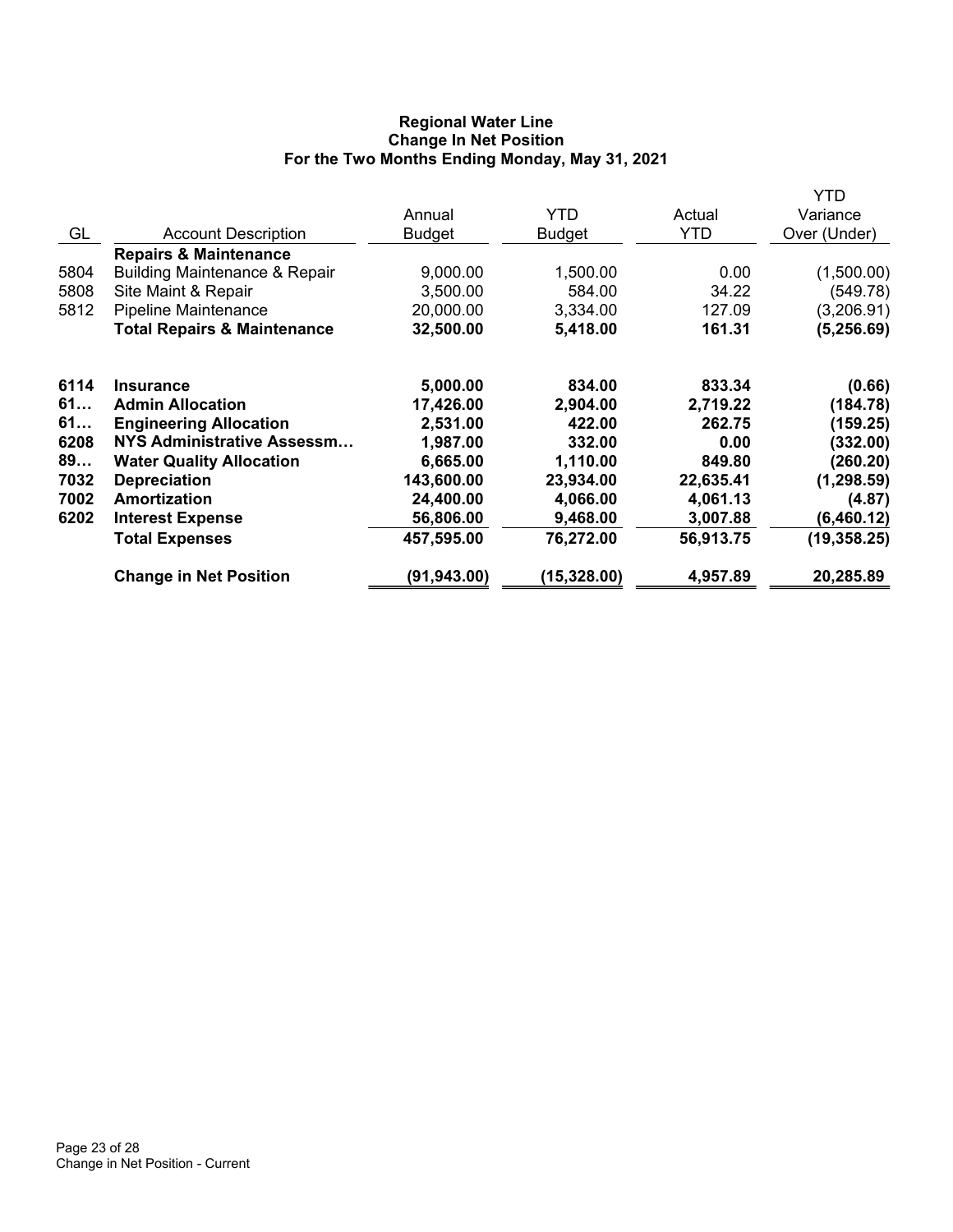**Regional Water Line**
**Change In Net Position**
**For the Two Months Ending Monday, May 31, 2021**

| GL | Account Description | Annual Budget | YTD Budget | Actual YTD | YTD Variance Over (Under) |
|---|---|---|---|---|---|
| | **Repairs & Maintenance** | | | | |
| 5804 | Building Maintenance & Repair | 9,000.00 | 1,500.00 | 0.00 | (1,500.00) |
| 5808 | Site Maint & Repair | 3,500.00 | 584.00 | 34.22 | (549.78) |
| 5812 | Pipeline Maintenance | 20,000.00 | 3,334.00 | 127.09 | (3,206.91) |
| | **Total Repairs & Maintenance** | **32,500.00** | **5,418.00** | **161.31** | **(5,256.69)** |
| **6114** | **Insurance** | **5,000.00** | **834.00** | **833.34** | **(0.66)** |
| **61…** | **Admin Allocation** | **17,426.00** | **2,904.00** | **2,719.22** | **(184.78)** |
| **61…** | **Engineering Allocation** | **2,531.00** | **422.00** | **262.75** | **(159.25)** |
| **6208** | **NYS Administrative Assessm…** | **1,987.00** | **332.00** | **0.00** | **(332.00)** |
| **89…** | **Water Quality Allocation** | **6,665.00** | **1,110.00** | **849.80** | **(260.20)** |
| **7032** | **Depreciation** | **143,600.00** | **23,934.00** | **22,635.41** | **(1,298.59)** |
| **7002** | **Amortization** | **24,400.00** | **4,066.00** | **4,061.13** | **(4.87)** |
| **6202** | **Interest Expense** | **56,806.00** | **9,468.00** | **3,007.88** | **(6,460.12)** |
| | **Total Expenses** | **457,595.00** | **76,272.00** | **56,913.75** | **(19,358.25)** |
| | **Change in Net Position** | **(91,943.00)** | **(15,328.00)** | **4,957.89** | **20,285.89** |

Change in Net Position - Current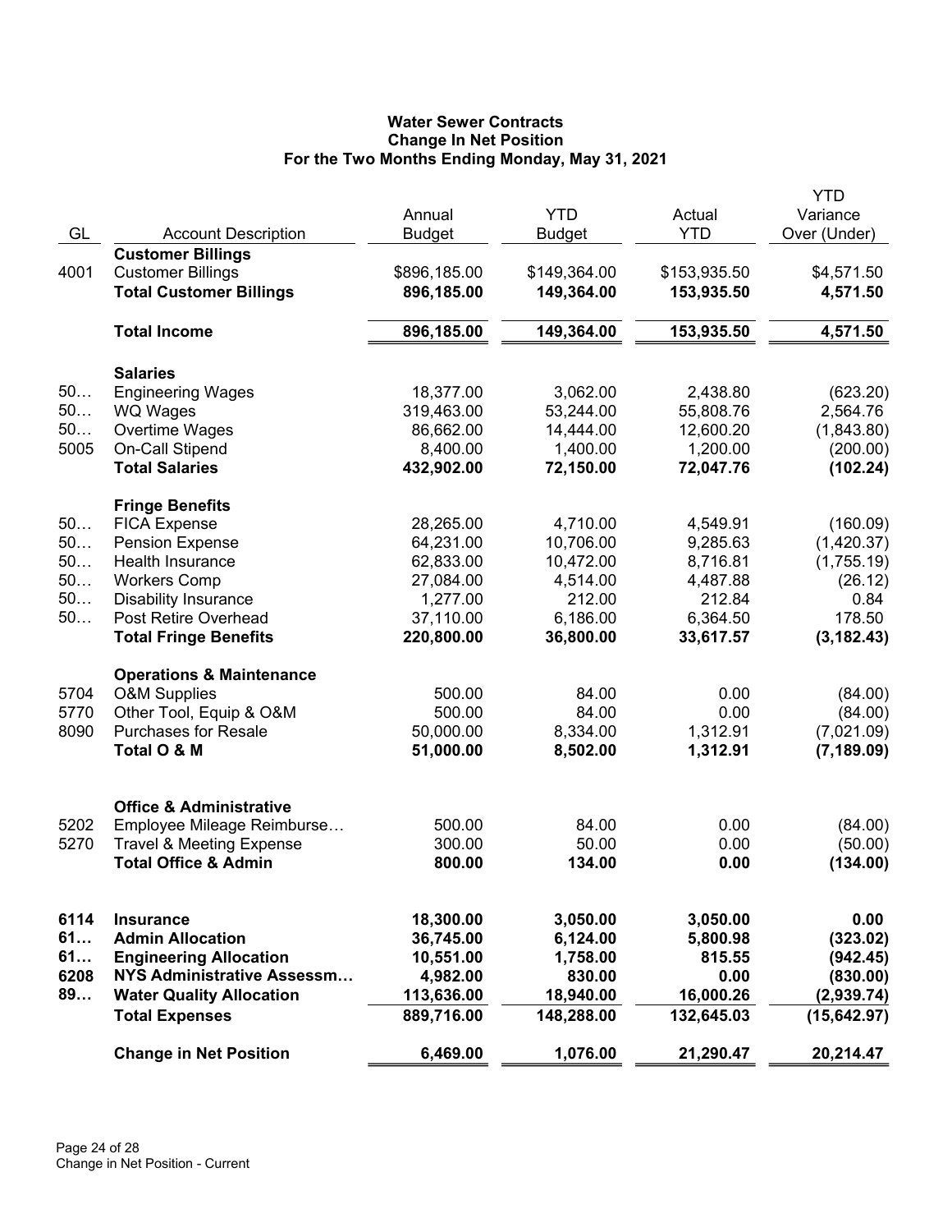# Water Sewer Contracts
## Change In Net Position
### For the Two Months Ending Monday, May 31, 2021

| GL | Account Description | Annual Budget | YTD Budget | Actual YTD | YTD Variance Over (Under) |
|---|---|---|---|---|---|
| | **Customer Billings** | | | | |
| 4001 | Customer Billings | $896,185.00 | $149,364.00 | $153,935.50 | $4,571.50 |
| | **Total Customer Billings** | **896,185.00** | **149,364.00** | **153,935.50** | **4,571.50** |
| | **Total Income** | **896,185.00** | **149,364.00** | **153,935.50** | **4,571.50** |
| | **Salaries** | | | | |
| 50… | Engineering Wages | 18,377.00 | 3,062.00 | 2,438.80 | (623.20) |
| 50… | WQ Wages | 319,463.00 | 53,244.00 | 55,808.76 | 2,564.76 |
| 50… | Overtime Wages | 86,662.00 | 14,444.00 | 12,600.20 | (1,843.80) |
| 5005 | On-Call Stipend | 8,400.00 | 1,400.00 | 1,200.00 | (200.00) |
| | **Total Salaries** | **432,902.00** | **72,150.00** | **72,047.76** | **(102.24)** |
| | **Fringe Benefits** | | | | |
| 50… | FICA Expense | 28,265.00 | 4,710.00 | 4,549.91 | (160.09) |
| 50… | Pension Expense | 64,231.00 | 10,706.00 | 9,285.63 | (1,420.37) |
| 50… | Health Insurance | 62,833.00 | 10,472.00 | 8,716.81 | (1,755.19) |
| 50… | Workers Comp | 27,084.00 | 4,514.00 | 4,487.88 | (26.12) |
| 50… | Disability Insurance | 1,277.00 | 212.00 | 212.84 | 0.84 |
| 50… | Post Retire Overhead | 37,110.00 | 6,186.00 | 6,364.50 | 178.50 |
| | **Total Fringe Benefits** | **220,800.00** | **36,800.00** | **33,617.57** | **(3,182.43)** |
| | **Operations & Maintenance** | | | | |
| 5704 | O&M Supplies | 500.00 | 84.00 | 0.00 | (84.00) |
| 5770 | Other Tool, Equip & O&M | 500.00 | 84.00 | 0.00 | (84.00) |
| 8090 | Purchases for Resale | 50,000.00 | 8,334.00 | 1,312.91 | (7,021.09) |
| | **Total O & M** | **51,000.00** | **8,502.00** | **1,312.91** | **(7,189.09)** |
| | **Office & Administrative** | | | | |
| 5202 | Employee Mileage Reimburse… | 500.00 | 84.00 | 0.00 | (84.00) |
| 5270 | Travel & Meeting Expense | 300.00 | 50.00 | 0.00 | (50.00) |
| | **Total Office & Admin** | **800.00** | **134.00** | **0.00** | **(134.00)** |
| **6114** | **Insurance** | **18,300.00** | **3,050.00** | **3,050.00** | **0.00** |
| **61…** | **Admin Allocation** | **36,745.00** | **6,124.00** | **5,800.98** | **(323.02)** |
| **61…** | **Engineering Allocation** | **10,551.00** | **1,758.00** | **815.55** | **(942.45)** |
| **6208** | **NYS Administrative Assessm…** | **4,982.00** | **830.00** | **0.00** | **(830.00)** |
| **89…** | **Water Quality Allocation** | **113,636.00** | **18,940.00** | **16,000.26** | **(2,939.74)** |
| | **Total Expenses** | **889,716.00** | **148,288.00** | **132,645.03** | **(15,642.97)** |
| | **Change in Net Position** | **6,469.00** | **1,076.00** | **21,290.47** | **20,214.47** |

Change in Net Position - Current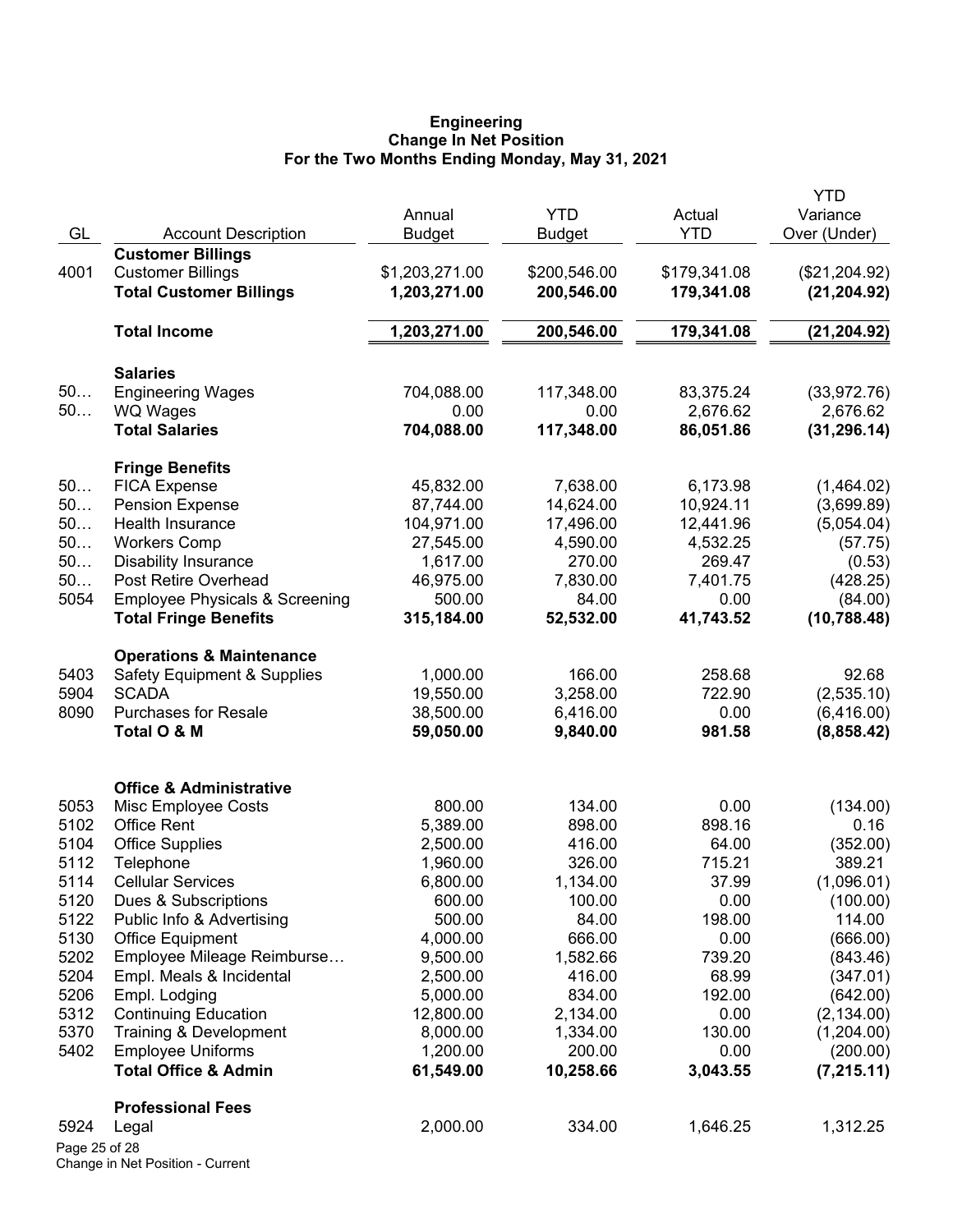**Engineering**
**Change In Net Position**
**For the Two Months Ending Monday, May 31, 2021**

| GL | Account Description | Annual Budget | YTD Budget | Actual YTD | YTD Variance Over (Under) |
|---|---|---|---|---|---|
| | **Customer Billings** | | | | |
| 4001 | Customer Billings | $1,203,271.00 | $200,546.00 | $179,341.08 | ($21,204.92) |
| | **Total Customer Billings** | **1,203,271.00** | **200,546.00** | **179,341.08** | **(21,204.92)** |
| | **Total Income** | **1,203,271.00** | **200,546.00** | **179,341.08** | **(21,204.92)** |
| | **Salaries** | | | | |
| 50… | Engineering Wages | 704,088.00 | 117,348.00 | 83,375.24 | (33,972.76) |
| 50… | WQ Wages | 0.00 | 0.00 | 2,676.62 | 2,676.62 |
| | **Total Salaries** | **704,088.00** | **117,348.00** | **86,051.86** | **(31,296.14)** |
| | **Fringe Benefits** | | | | |
| 50… | FICA Expense | 45,832.00 | 7,638.00 | 6,173.98 | (1,464.02) |
| 50… | Pension Expense | 87,744.00 | 14,624.00 | 10,924.11 | (3,699.89) |
| 50… | Health Insurance | 104,971.00 | 17,496.00 | 12,441.96 | (5,054.04) |
| 50… | Workers Comp | 27,545.00 | 4,590.00 | 4,532.25 | (57.75) |
| 50… | Disability Insurance | 1,617.00 | 270.00 | 269.47 | (0.53) |
| 50… | Post Retire Overhead | 46,975.00 | 7,830.00 | 7,401.75 | (428.25) |
| 5054 | Employee Physicals & Screening | 500.00 | 84.00 | 0.00 | (84.00) |
| | **Total Fringe Benefits** | **315,184.00** | **52,532.00** | **41,743.52** | **(10,788.48)** |
| | **Operations & Maintenance** | | | | |
| 5403 | Safety Equipment & Supplies | 1,000.00 | 166.00 | 258.68 | 92.68 |
| 5904 | SCADA | 19,550.00 | 3,258.00 | 722.90 | (2,535.10) |
| 8090 | Purchases for Resale | 38,500.00 | 6,416.00 | 0.00 | (6,416.00) |
| | **Total O & M** | **59,050.00** | **9,840.00** | **981.58** | **(8,858.42)** |
| | **Office & Administrative** | | | | |
| 5053 | Misc Employee Costs | 800.00 | 134.00 | 0.00 | (134.00) |
| 5102 | Office Rent | 5,389.00 | 898.00 | 898.16 | 0.16 |
| 5104 | Office Supplies | 2,500.00 | 416.00 | 64.00 | (352.00) |
| 5112 | Telephone | 1,960.00 | 326.00 | 715.21 | 389.21 |
| 5114 | Cellular Services | 6,800.00 | 1,134.00 | 37.99 | (1,096.01) |
| 5120 | Dues & Subscriptions | 600.00 | 100.00 | 0.00 | (100.00) |
| 5122 | Public Info & Advertising | 500.00 | 84.00 | 198.00 | 114.00 |
| 5130 | Office Equipment | 4,000.00 | 666.00 | 0.00 | (666.00) |
| 5202 | Employee Mileage Reimburse… | 9,500.00 | 1,582.66 | 739.20 | (843.46) |
| 5204 | Empl. Meals & Incidental | 2,500.00 | 416.00 | 68.99 | (347.01) |
| 5206 | Empl. Lodging | 5,000.00 | 834.00 | 192.00 | (642.00) |
| 5312 | Continuing Education | 12,800.00 | 2,134.00 | 0.00 | (2,134.00) |
| 5370 | Training & Development | 8,000.00 | 1,334.00 | 130.00 | (1,204.00) |
| 5402 | Employee Uniforms | 1,200.00 | 200.00 | 0.00 | (200.00) |
| | **Total Office & Admin** | **61,549.00** | **10,258.66** | **3,043.55** | **(7,215.11)** |
| | **Professional Fees** | | | | |
| 5924 | Legal | 2,000.00 | 334.00 | 1,646.25 | 1,312.25 |

Change in Net Position - Current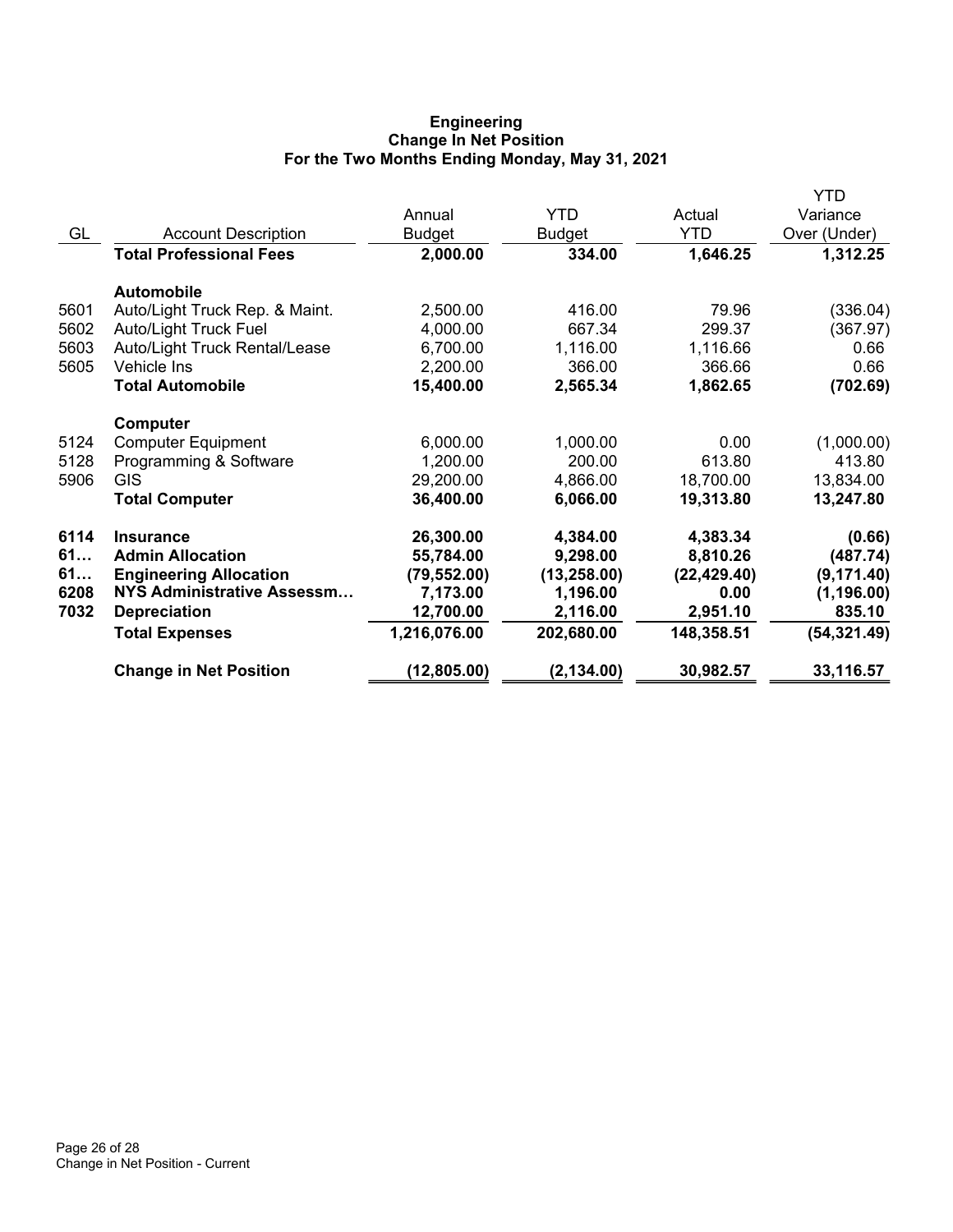# Engineering
## Change In Net Position
### For the Two Months Ending Monday, May 31, 2021

| GL | Account Description | Annual Budget | YTD Budget | Actual YTD | YTD Variance Over (Under) |
|---|---|---|---|---|---|
| | **Total Professional Fees** | **2,000.00** | **334.00** | **1,646.25** | **1,312.25** |
| | **Automobile** | | | | |
| 5601 | Auto/Light Truck Rep. & Maint. | 2,500.00 | 416.00 | 79.96 | (336.04) |
| 5602 | Auto/Light Truck Fuel | 4,000.00 | 667.34 | 299.37 | (367.97) |
| 5603 | Auto/Light Truck Rental/Lease | 6,700.00 | 1,116.00 | 1,116.66 | 0.66 |
| 5605 | Vehicle Ins | 2,200.00 | 366.00 | 366.66 | 0.66 |
| | **Total Automobile** | **15,400.00** | **2,565.34** | **1,862.65** | **(702.69)** |
| | **Computer** | | | | |
| 5124 | Computer Equipment | 6,000.00 | 1,000.00 | 0.00 | (1,000.00) |
| 5128 | Programming & Software | 1,200.00 | 200.00 | 613.80 | 413.80 |
| 5906 | GIS | 29,200.00 | 4,866.00 | 18,700.00 | 13,834.00 |
| | **Total Computer** | **36,400.00** | **6,066.00** | **19,313.80** | **13,247.80** |
| **6114** | **Insurance** | **26,300.00** | **4,384.00** | **4,383.34** | **(0.66)** |
| **61…** | **Admin Allocation** | **55,784.00** | **9,298.00** | **8,810.26** | **(487.74)** |
| **61…** | **Engineering Allocation** | **(79,552.00)** | **(13,258.00)** | **(22,429.40)** | **(9,171.40)** |
| **6208** | **NYS Administrative Assessm…** | **7,173.00** | **1,196.00** | **0.00** | **(1,196.00)** |
| **7032** | **Depreciation** | **12,700.00** | **2,116.00** | **2,951.10** | **835.10** |
| | **Total Expenses** | **1,216,076.00** | **202,680.00** | **148,358.51** | **(54,321.49)** |
| | **Change in Net Position** | **(12,805.00)** | **(2,134.00)** | **30,982.57** | **33,116.57** |

Change in Net Position - Current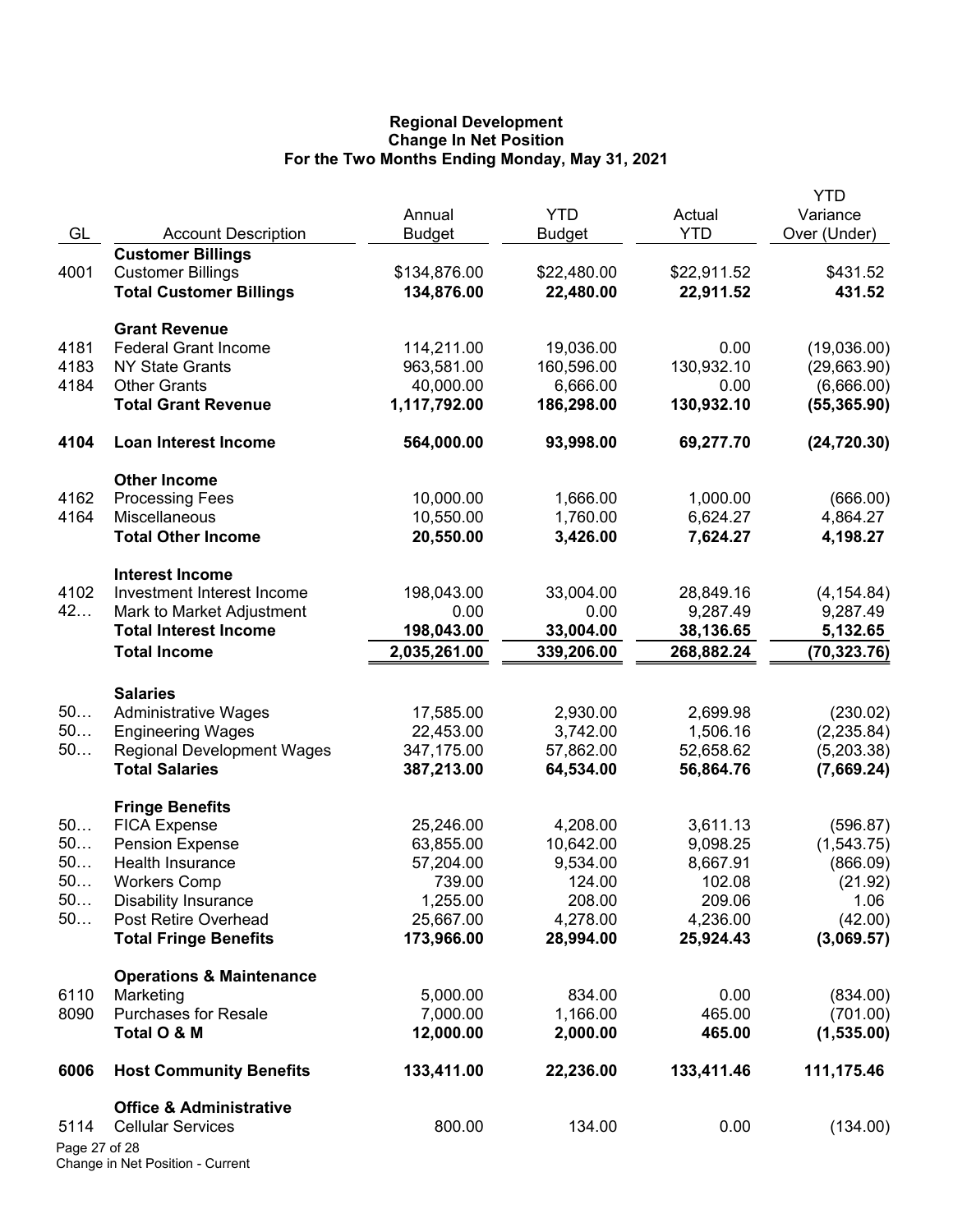**Regional Development**
**Change In Net Position**
**For the Two Months Ending Monday, May 31, 2021**

| GL | Account Description | Annual Budget | YTD Budget | Actual YTD | YTD Variance Over (Under) |
|---|---|---|---|---|---|
| | **Customer Billings** | | | | |
| 4001 | Customer Billings | $134,876.00 | $22,480.00 | $22,911.52 | $431.52 |
| | **Total Customer Billings** | **134,876.00** | **22,480.00** | **22,911.52** | **431.52** |
| | **Grant Revenue** | | | | |
| 4181 | Federal Grant Income | 114,211.00 | 19,036.00 | 0.00 | (19,036.00) |
| 4183 | NY State Grants | 963,581.00 | 160,596.00 | 130,932.10 | (29,663.90) |
| 4184 | Other Grants | 40,000.00 | 6,666.00 | 0.00 | (6,666.00) |
| | **Total Grant Revenue** | **1,117,792.00** | **186,298.00** | **130,932.10** | **(55,365.90)** |
| **4104** | **Loan Interest Income** | **564,000.00** | **93,998.00** | **69,277.70** | **(24,720.30)** |
| | **Other Income** | | | | |
| 4162 | Processing Fees | 10,000.00 | 1,666.00 | 1,000.00 | (666.00) |
| 4164 | Miscellaneous | 10,550.00 | 1,760.00 | 6,624.27 | 4,864.27 |
| | **Total Other Income** | **20,550.00** | **3,426.00** | **7,624.27** | **4,198.27** |
| | **Interest Income** | | | | |
| 4102 | Investment Interest Income | 198,043.00 | 33,004.00 | 28,849.16 | (4,154.84) |
| 42… | Mark to Market Adjustment | 0.00 | 0.00 | 9,287.49 | 9,287.49 |
| | **Total Interest Income** | **198,043.00** | **33,004.00** | **38,136.65** | **5,132.65** |
| | **Total Income** | **2,035,261.00** | **339,206.00** | **268,882.24** | **(70,323.76)** |
| | **Salaries** | | | | |
| 50… | Administrative Wages | 17,585.00 | 2,930.00 | 2,699.98 | (230.02) |
| 50… | Engineering Wages | 22,453.00 | 3,742.00 | 1,506.16 | (2,235.84) |
| 50… | Regional Development Wages | 347,175.00 | 57,862.00 | 52,658.62 | (5,203.38) |
| | **Total Salaries** | **387,213.00** | **64,534.00** | **56,864.76** | **(7,669.24)** |
| | **Fringe Benefits** | | | | |
| 50… | FICA Expense | 25,246.00 | 4,208.00 | 3,611.13 | (596.87) |
| 50… | Pension Expense | 63,855.00 | 10,642.00 | 9,098.25 | (1,543.75) |
| 50… | Health Insurance | 57,204.00 | 9,534.00 | 8,667.91 | (866.09) |
| 50… | Workers Comp | 739.00 | 124.00 | 102.08 | (21.92) |
| 50… | Disability Insurance | 1,255.00 | 208.00 | 209.06 | 1.06 |
| 50… | Post Retire Overhead | 25,667.00 | 4,278.00 | 4,236.00 | (42.00) |
| | **Total Fringe Benefits** | **173,966.00** | **28,994.00** | **25,924.43** | **(3,069.57)** |
| | **Operations & Maintenance** | | | | |
| 6110 | Marketing | 5,000.00 | 834.00 | 0.00 | (834.00) |
| 8090 | Purchases for Resale | 7,000.00 | 1,166.00 | 465.00 | (701.00) |
| | **Total O & M** | **12,000.00** | **2,000.00** | **465.00** | **(1,535.00)** |
| **6006** | **Host Community Benefits** | **133,411.00** | **22,236.00** | **133,411.46** | **111,175.46** |
| | **Office & Administrative** | | | | |
| 5114 | Cellular Services | 800.00 | 134.00 | 0.00 | (134.00) |

Change in Net Position - Current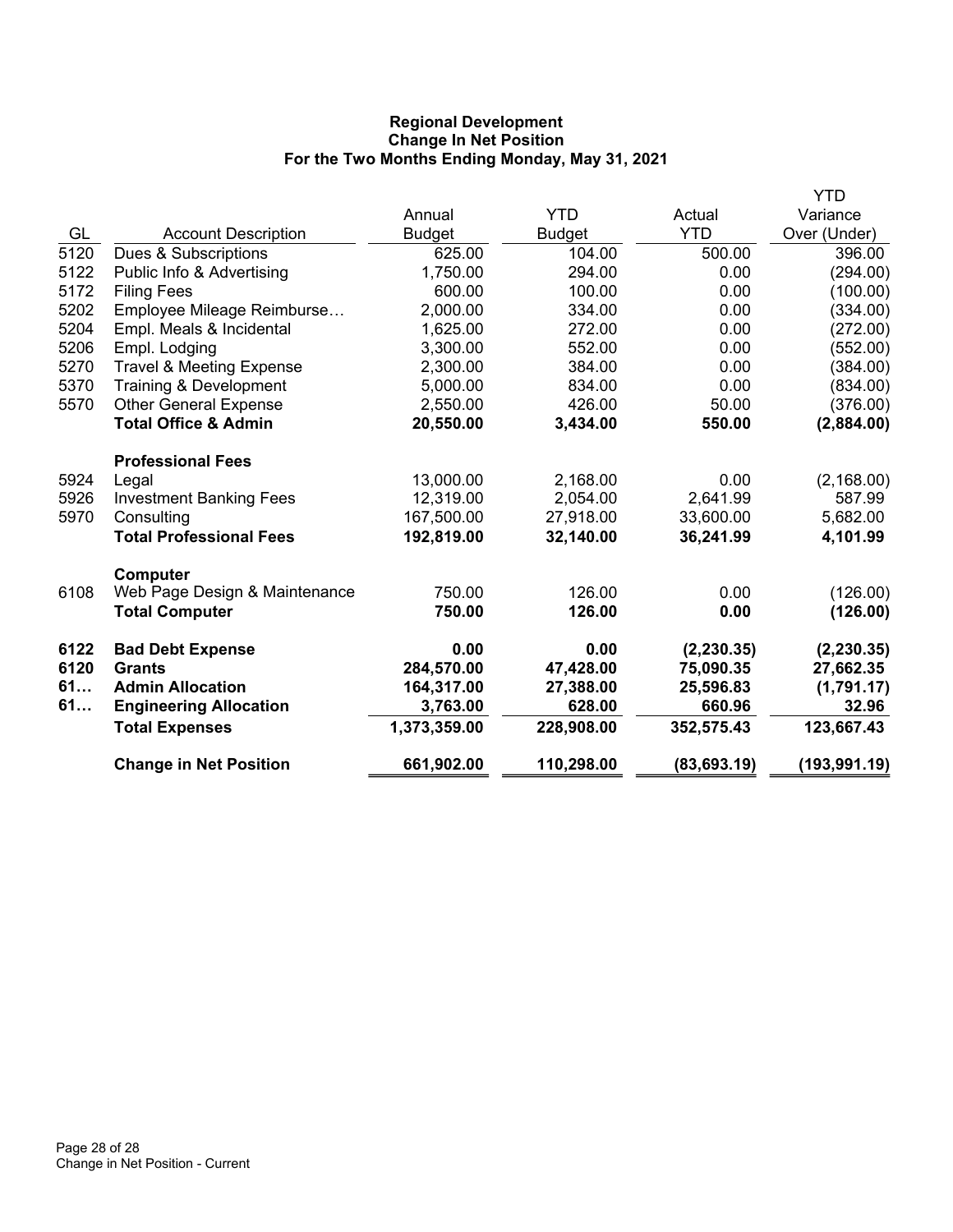**Regional Development**
**Change In Net Position**
**For the Two Months Ending Monday, May 31, 2021**

| GL | Account Description | Annual Budget | YTD Budget | Actual YTD | YTD Variance Over (Under) |
|---|---|---|---|---|---|
| 5120 | Dues & Subscriptions | 625.00 | 104.00 | 500.00 | 396.00 |
| 5122 | Public Info & Advertising | 1,750.00 | 294.00 | 0.00 | (294.00) |
| 5172 | Filing Fees | 600.00 | 100.00 | 0.00 | (100.00) |
| 5202 | Employee Mileage Reimburse… | 2,000.00 | 334.00 | 0.00 | (334.00) |
| 5204 | Empl. Meals & Incidental | 1,625.00 | 272.00 | 0.00 | (272.00) |
| 5206 | Empl. Lodging | 3,300.00 | 552.00 | 0.00 | (552.00) |
| 5270 | Travel & Meeting Expense | 2,300.00 | 384.00 | 0.00 | (384.00) |
| 5370 | Training & Development | 5,000.00 | 834.00 | 0.00 | (834.00) |
| 5570 | Other General Expense | 2,550.00 | 426.00 | 50.00 | (376.00) |
| | **Total Office & Admin** | **20,550.00** | **3,434.00** | **550.00** | **(2,884.00)** |
| | **Professional Fees** | | | | |
| 5924 | Legal | 13,000.00 | 2,168.00 | 0.00 | (2,168.00) |
| 5926 | Investment Banking Fees | 12,319.00 | 2,054.00 | 2,641.99 | 587.99 |
| 5970 | Consulting | 167,500.00 | 27,918.00 | 33,600.00 | 5,682.00 |
| | **Total Professional Fees** | **192,819.00** | **32,140.00** | **36,241.99** | **4,101.99** |
| | **Computer** | | | | |
| 6108 | Web Page Design & Maintenance | 750.00 | 126.00 | 0.00 | (126.00) |
| | **Total Computer** | **750.00** | **126.00** | **0.00** | **(126.00)** |
| **6122** | **Bad Debt Expense** | **0.00** | **0.00** | **(2,230.35)** | **(2,230.35)** |
| **6120** | **Grants** | **284,570.00** | **47,428.00** | **75,090.35** | **27,662.35** |
| **61…** | **Admin Allocation** | **164,317.00** | **27,388.00** | **25,596.83** | **(1,791.17)** |
| **61…** | **Engineering Allocation** | **3,763.00** | **628.00** | **660.96** | **32.96** |
| | **Total Expenses** | **1,373,359.00** | **228,908.00** | **352,575.43** | **123,667.43** |
| | **Change in Net Position** | **661,902.00** | **110,298.00** | **(83,693.19)** | **(193,991.19)** |

Change in Net Position - Current